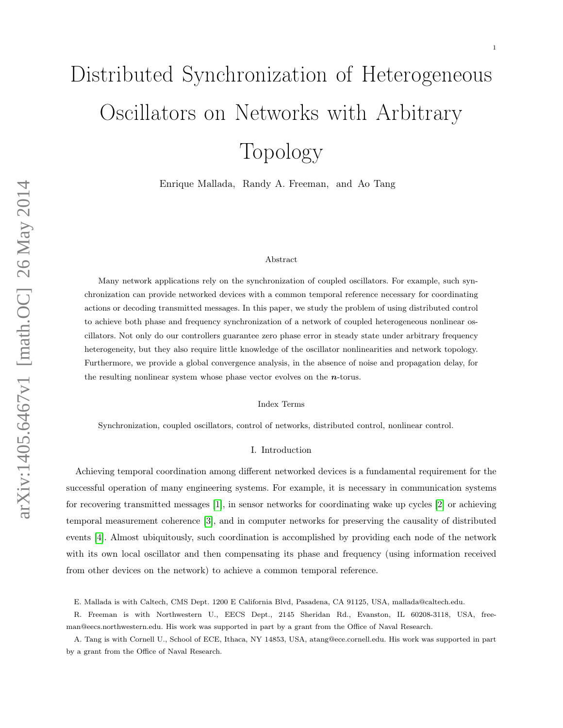# Distributed Synchronization of Heterogeneous Oscillators on Networks with Arbitrary Topology

Enrique Mallada, Randy A. Freeman, and Ao Tang

## Abstract

Many network applications rely on the synchronization of coupled oscillators. For example, such synchronization can provide networked devices with a common temporal reference necessary for coordinating actions or decoding transmitted messages. In this paper, we study the problem of using distributed control to achieve both phase and frequency synchronization of a network of coupled heterogeneous nonlinear oscillators. Not only do our controllers guarantee zero phase error in steady state under arbitrary frequency heterogeneity, but they also require little knowledge of the oscillator nonlinearities and network topology. Furthermore, we provide a global convergence analysis, in the absence of noise and propagation delay, for the resulting nonlinear system whose phase vector evolves on the $\boldsymbol{n}$-torus.

## Index Terms

Synchronization, coupled oscillators, control of networks, distributed control, nonlinear control.

## I. Introduction

Achieving temporal coordination among different networked devices is a fundamental requirement for the successful operation of many engineering systems. For example, it is necessary in communication systems for recovering transmitted messages [1], in sensor networks for coordinating wake up cycles [2] or achieving temporal measurement coherence [3], and in computer networks for preserving the causality of distributed events [4]. Almost ubiquitously, such coordination is accomplished by providing each node of the network with its own local oscillator and then compensating its phase and frequency (using information received from other devices on the network) to achieve a common temporal reference.

E. Mallada is with Caltech, CMS Dept. 1200 E California Blvd, Pasadena, CA 91125, USA, mallada@caltech.edu.

R. Freeman is with Northwestern U., EECS Dept., 2145 Sheridan Rd., Evanston, IL 60208-3118, USA, freeman@eecs.northwestern.edu. His work was supported in part by a grant from the Office of Naval Research.

A. Tang is with Cornell U., School of ECE, Ithaca, NY 14853, USA, atang@ece.cornell.edu. His work was supported in part by a grant from the Office of Naval Research.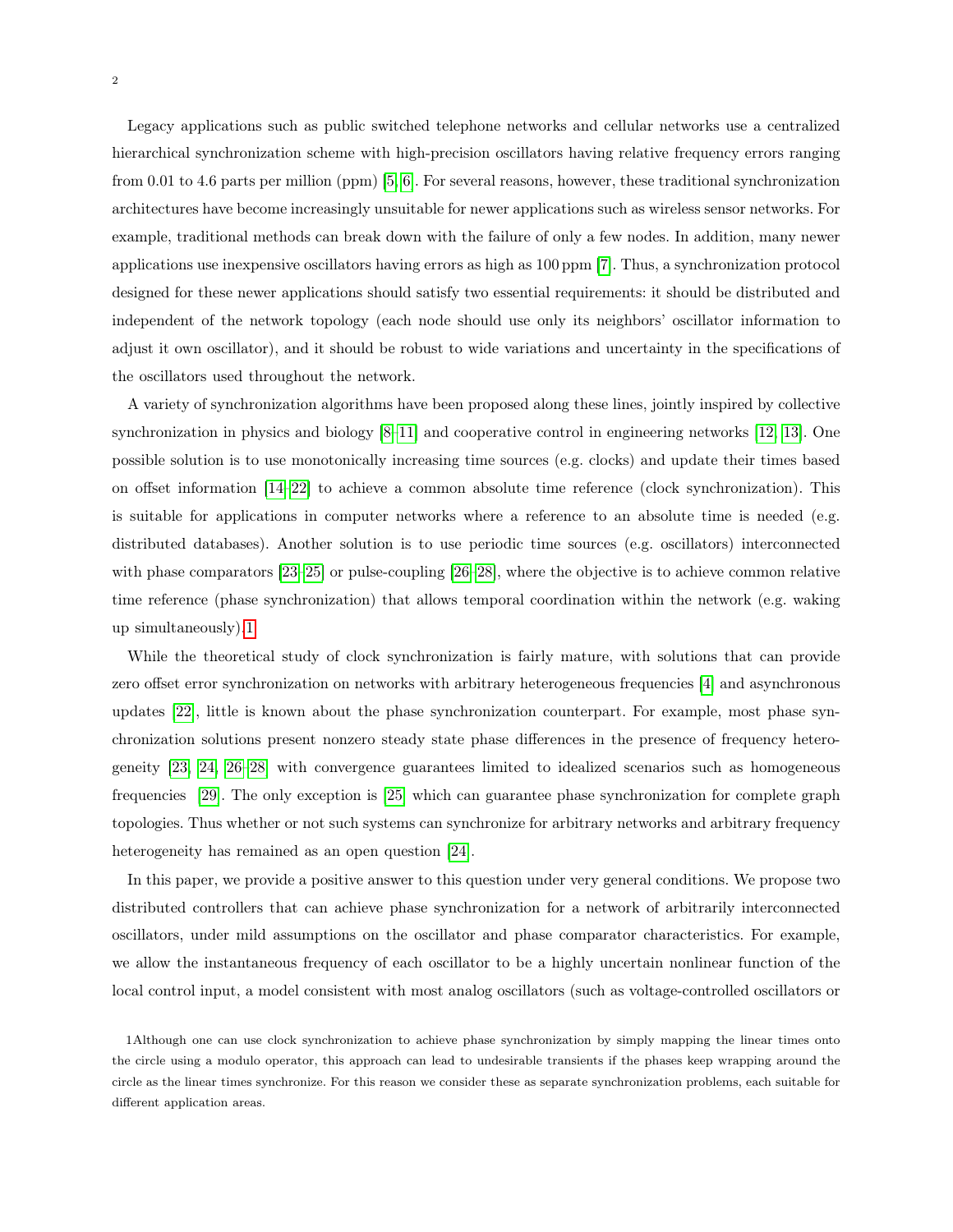Legacy applications such as public switched telephone networks and cellular networks use a centralized hierarchical synchronization scheme with high-precision oscillators having relative frequency errors ranging from 0.01 to 4.6 parts per million (ppm) [5, 6]. For several reasons, however, these traditional synchronization architectures have become increasingly unsuitable for newer applications such as wireless sensor networks. For example, traditional methods can break down with the failure of only a few nodes. In addition, many newer applications use inexpensive oscillators having errors as high as 100 ppm [7]. Thus, a synchronization protocol designed for these newer applications should satisfy two essential requirements: it should be distributed and independent of the network topology (each node should use only its neighbors' oscillator information to adjust it own oscillator), and it should be robust to wide variations and uncertainty in the specifications of the oscillators used throughout the network.

A variety of synchronization algorithms have been proposed along these lines, jointly inspired by collective synchronization in physics and biology [8–11] and cooperative control in engineering networks [12, 13]. One possible solution is to use monotonically increasing time sources (e.g. clocks) and update their times based on offset information [14–22] to achieve a common absolute time reference (clock synchronization). This is suitable for applications in computer networks where a reference to an absolute time is needed (e.g. distributed databases). Another solution is to use periodic time sources (e.g. oscillators) interconnected with phase comparators [23–25] or pulse-coupling [26–28], where the objective is to achieve common relative time reference (phase synchronization) that allows temporal coordination within the network (e.g. waking up simultaneously).[1]

While the theoretical study of clock synchronization is fairly mature, with solutions that can provide zero offset error synchronization on networks with arbitrary heterogeneous frequencies [4] and asynchronous updates [22], little is known about the phase synchronization counterpart. For example, most phase synchronization solutions present nonzero steady state phase differences in the presence of frequency heterogeneity [23, 24, 26–28] with convergence guarantees limited to idealized scenarios such as homogeneous frequencies [29]. The only exception is [25] which can guarantee phase synchronization for complete graph topologies. Thus whether or not such systems can synchronize for arbitrary networks and arbitrary frequency heterogeneity has remained as an open question [24].

In this paper, we provide a positive answer to this question under very general conditions. We propose two distributed controllers that can achieve phase synchronization for a network of arbitrarily interconnected oscillators, under mild assumptions on the oscillator and phase comparator characteristics. For example, we allow the instantaneous frequency of each oscillator to be a highly uncertain nonlinear function of the local control input, a model consistent with most analog oscillators (such as voltage-controlled oscillators or

[1] Although one can use clock synchronization to achieve phase synchronization by simply mapping the linear times onto the circle using a modulo operator, this approach can lead to undesirable transients if the phases keep wrapping around the circle as the linear times synchronize. For this reason we consider these as separate synchronization problems, each suitable for different application areas.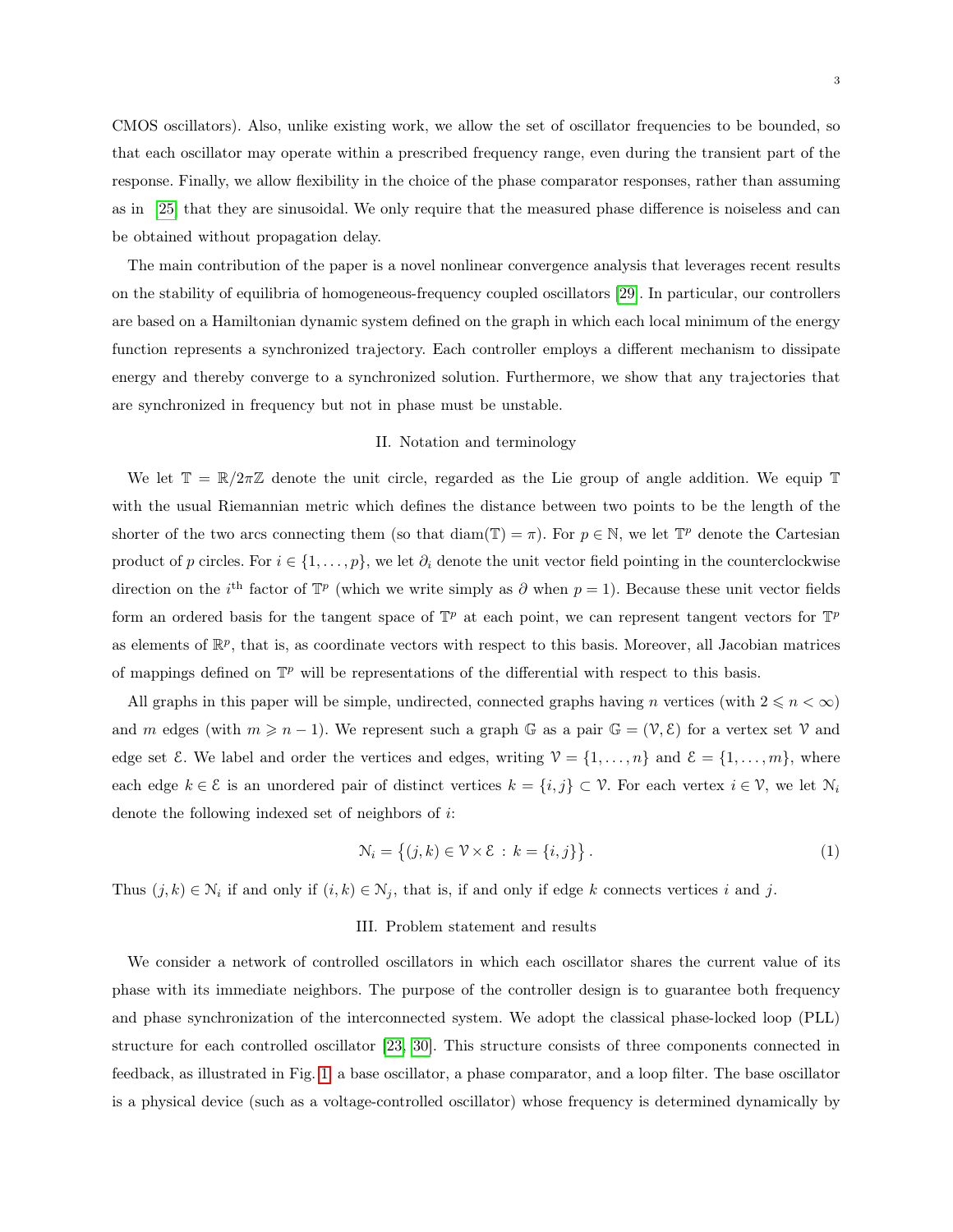CMOS oscillators). Also, unlike existing work, we allow the set of oscillator frequencies to be bounded, so that each oscillator may operate within a prescribed frequency range, even during the transient part of the response. Finally, we allow flexibility in the choice of the phase comparator responses, rather than assuming as in [25] that they are sinusoidal. We only require that the measured phase difference is noiseless and can be obtained without propagation delay.

The main contribution of the paper is a novel nonlinear convergence analysis that leverages recent results on the stability of equilibria of homogeneous-frequency coupled oscillators [29]. In particular, our controllers are based on a Hamiltonian dynamic system defined on the graph in which each local minimum of the energy function represents a synchronized trajectory. Each controller employs a different mechanism to dissipate energy and thereby converge to a synchronized solution. Furthermore, we show that any trajectories that are synchronized in frequency but not in phase must be unstable.

## II. Notation and terminology

We let $\mathbb{T} = \mathbb{R}/2\pi\mathbb{Z}$ denote the unit circle, regarded as the Lie group of angle addition. We equip $\mathbb{T}$ with the usual Riemannian metric which defines the distance between two points to be the length of the shorter of the two arcs connecting them (so that $\mathrm{diam}(\mathbb{T}) = \pi$). For $p \in \mathbb{N}$, we let $\mathbb{T}^p$ denote the Cartesian product of $p$ circles. For $i \in \{1, \ldots, p\}$, we let $\partial_i$ denote the unit vector field pointing in the counterclockwise direction on the $i^{\text{th}}$ factor of $\mathbb{T}^p$ (which we write simply as $\partial$ when $p = 1$). Because these unit vector fields form an ordered basis for the tangent space of $\mathbb{T}^p$ at each point, we can represent tangent vectors for $\mathbb{T}^p$ as elements of $\mathbb{R}^p$, that is, as coordinate vectors with respect to this basis. Moreover, all Jacobian matrices of mappings defined on $\mathbb{T}^p$ will be representations of the differential with respect to this basis.

All graphs in this paper will be simple, undirected, connected graphs having $n$ vertices (with $2 \leqslant n < \infty$) and $m$ edges (with $m \geqslant n - 1$). We represent such a graph $\mathbb{G}$ as a pair $\mathbb{G} = (\mathcal{V}, \mathcal{E})$ for a vertex set $\mathcal{V}$ and edge set $\mathcal{E}$. We label and order the vertices and edges, writing $\mathcal{V} = \{1, \ldots, n\}$ and $\mathcal{E} = \{1, \ldots, m\}$, where each edge $k \in \mathcal{E}$ is an unordered pair of distinct vertices $k = \{i, j\} \subset \mathcal{V}$. For each vertex $i \in \mathcal{V}$, we let $\mathcal{N}_i$ denote the following indexed set of neighbors of $i$:

$$\mathcal{N}_i = \big\{ (j, k) \in \mathcal{V} \times \mathcal{E} \, : \, k = \{i, j\} \big\} . \tag{1}$$

Thus $(j, k) \in \mathcal{N}_i$ if and only if $(i, k) \in \mathcal{N}_j$, that is, if and only if edge $k$ connects vertices $i$ and $j$.

## III. Problem statement and results

We consider a network of controlled oscillators in which each oscillator shares the current value of its phase with its immediate neighbors. The purpose of the controller design is to guarantee both frequency and phase synchronization of the interconnected system. We adopt the classical phase-locked loop (PLL) structure for each controlled oscillator [23, 30]. This structure consists of three components connected in feedback, as illustrated in Fig. 1: a base oscillator, a phase comparator, and a loop filter. The base oscillator is a physical device (such as a voltage-controlled oscillator) whose frequency is determined dynamically by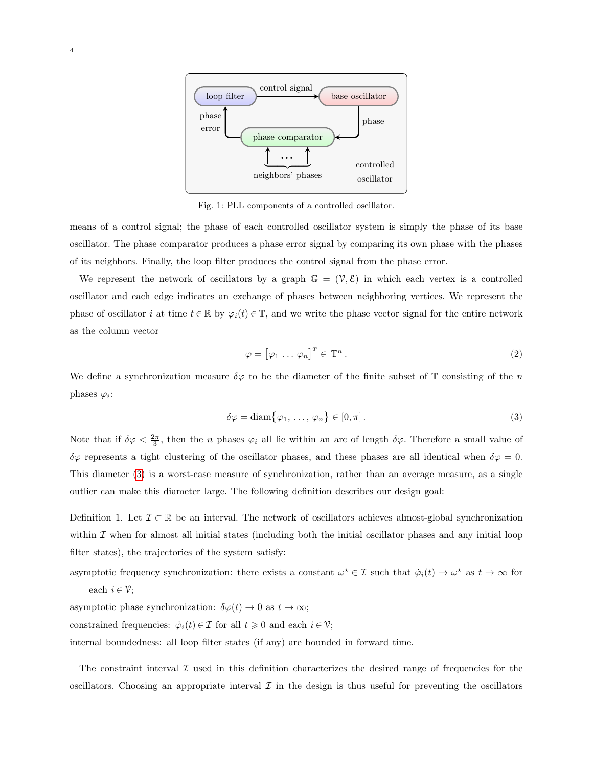Fig. 1: PLL components of a controlled oscillator.

means of a control signal; the phase of each controlled oscillator system is simply the phase of its base oscillator. The phase comparator produces a phase error signal by comparing its own phase with the phases of its neighbors. Finally, the loop filter produces the control signal from the phase error.

We represent the network of oscillators by a graph $\mathbb{G} = (\mathcal{V}, \mathcal{E})$ in which each vertex is a controlled oscillator and each edge indicates an exchange of phases between neighboring vertices. We represent the phase of oscillator $i$ at time $t \in \mathbb{R}$ by $\varphi_i(t) \in \mathbb{T}$, and we write the phase vector signal for the entire network as the column vector

$$\varphi = \begin{bmatrix} \varphi_1 \ \dots \ \varphi_n \end{bmatrix}^T \in \mathbb{T}^n . \tag{2}$$

We define a synchronization measure $\delta\varphi$ to be the diameter of the finite subset of $\mathbb{T}$ consisting of the $n$ phases $\varphi_i$:

$$\delta\varphi = \operatorname{diam}\{\varphi_1, \dots, \varphi_n\} \in [0, \pi] . \tag{3}$$

Note that if $\delta\varphi < \frac{2\pi}{3}$, then the $n$ phases $\varphi_i$ all lie within an arc of length $\delta\varphi$. Therefore a small value of $\delta\varphi$ represents a tight clustering of the oscillator phases, and these phases are all identical when $\delta\varphi = 0$. This diameter (3) is a worst-case measure of synchronization, rather than an average measure, as a single outlier can make this diameter large. The following definition describes our design goal:

Definition 1. Let $\mathcal{I} \subset \mathbb{R}$ be an interval. The network of oscillators achieves almost-global synchronization within $\mathcal{I}$ when for almost all initial states (including both the initial oscillator phases and any initial loop filter states), the trajectories of the system satisfy:

asymptotic frequency synchronization: there exists a constant $\omega^\star \in \mathcal{I}$ such that $\dot{\varphi}_i(t) \to \omega^\star$ as $t \to \infty$ for each $i \in \mathcal{V}$;

asymptotic phase synchronization: $\delta\varphi(t) \to 0$ as $t \to \infty$;

constrained frequencies: $\dot{\varphi}_i(t) \in \mathcal{I}$ for all $t \geqslant 0$ and each $i \in \mathcal{V}$;

internal boundedness: all loop filter states (if any) are bounded in forward time.

The constraint interval $\mathcal{I}$ used in this definition characterizes the desired range of frequencies for the oscillators. Choosing an appropriate interval $\mathcal{I}$ in the design is thus useful for preventing the oscillators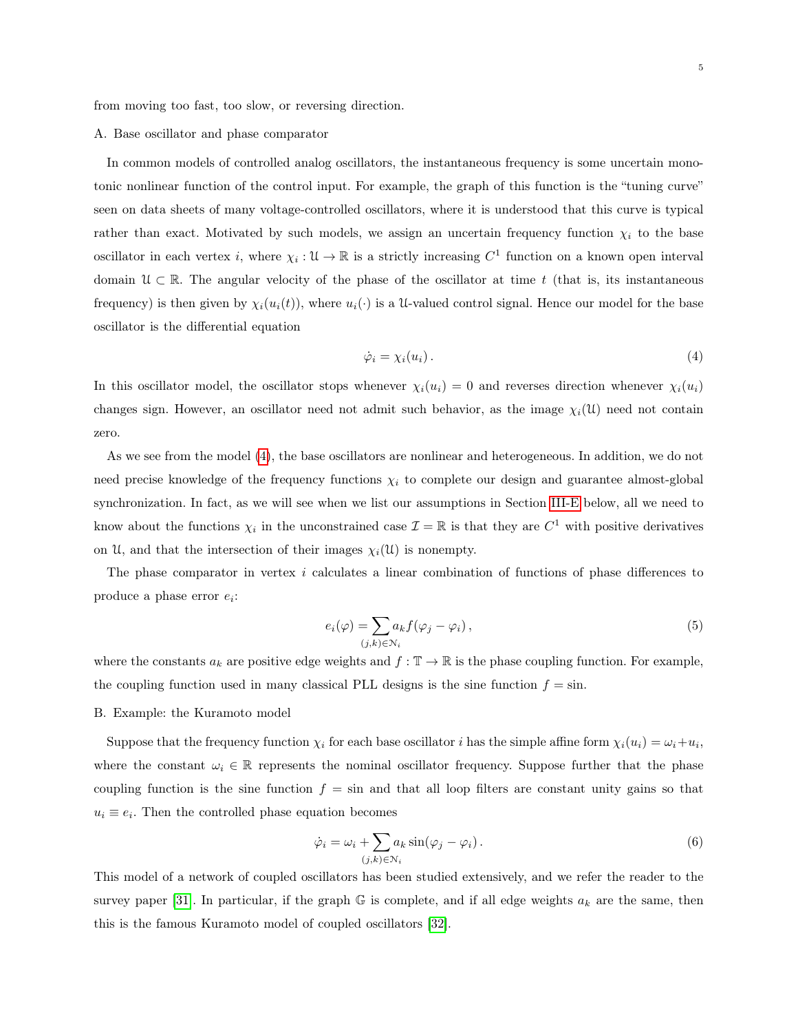from moving too fast, too slow, or reversing direction.

### A. Base oscillator and phase comparator

In common models of controlled analog oscillators, the instantaneous frequency is some uncertain monotonic nonlinear function of the control input. For example, the graph of this function is the "tuning curve" seen on data sheets of many voltage-controlled oscillators, where it is understood that this curve is typical rather than exact. Motivated by such models, we assign an uncertain frequency function $\chi_i$ to the base oscillator in each vertex $i$, where $\chi_i : \mathcal{U} \to \mathbb{R}$ is a strictly increasing $C^1$ function on a known open interval domain $\mathcal{U} \subset \mathbb{R}$. The angular velocity of the phase of the oscillator at time $t$ (that is, its instantaneous frequency) is then given by $\chi_i(u_i(t))$, where $u_i(\cdot)$ is a $\mathcal{U}$-valued control signal. Hence our model for the base oscillator is the differential equation

$$\dot{\varphi}_i = \chi_i(u_i)\,. \tag{4}$$

In this oscillator model, the oscillator stops whenever $\chi_i(u_i) = 0$ and reverses direction whenever $\chi_i(u_i)$ changes sign. However, an oscillator need not admit such behavior, as the image $\chi_i(\mathcal{U})$ need not contain zero.

As we see from the model (4), the base oscillators are nonlinear and heterogeneous. In addition, we do not need precise knowledge of the frequency functions $\chi_i$ to complete our design and guarantee almost-global synchronization. In fact, as we will see when we list our assumptions in Section III-E below, all we need to know about the functions $\chi_i$ in the unconstrained case $\mathcal{I} = \mathbb{R}$ is that they are $C^1$ with positive derivatives on $\mathcal{U}$, and that the intersection of their images $\chi_i(\mathcal{U})$ is nonempty.

The phase comparator in vertex $i$ calculates a linear combination of functions of phase differences to produce a phase error $e_i$:

$$e_i(\varphi) = \sum_{(j,k)\in\mathcal{N}_i} a_k f(\varphi_j - \varphi_i)\,, \tag{5}$$

where the constants $a_k$ are positive edge weights and $f : \mathbb{T} \to \mathbb{R}$ is the phase coupling function. For example, the coupling function used in many classical PLL designs is the sine function $f = \sin$.

### B. Example: the Kuramoto model

Suppose that the frequency function $\chi_i$ for each base oscillator $i$ has the simple affine form $\chi_i(u_i) = \omega_i + u_i$, where the constant $\omega_i \in \mathbb{R}$ represents the nominal oscillator frequency. Suppose further that the phase coupling function is the sine function $f = \sin$ and that all loop filters are constant unity gains so that $u_i \equiv e_i$. Then the controlled phase equation becomes

$$\dot{\varphi}_i = \omega_i + \sum_{(j,k)\in\mathcal{N}_i} a_k \sin(\varphi_j - \varphi_i)\,. \tag{6}$$

This model of a network of coupled oscillators has been studied extensively, and we refer the reader to the survey paper [31]. In particular, if the graph $\mathbb{G}$ is complete, and if all edge weights $a_k$ are the same, then this is the famous Kuramoto model of coupled oscillators [32].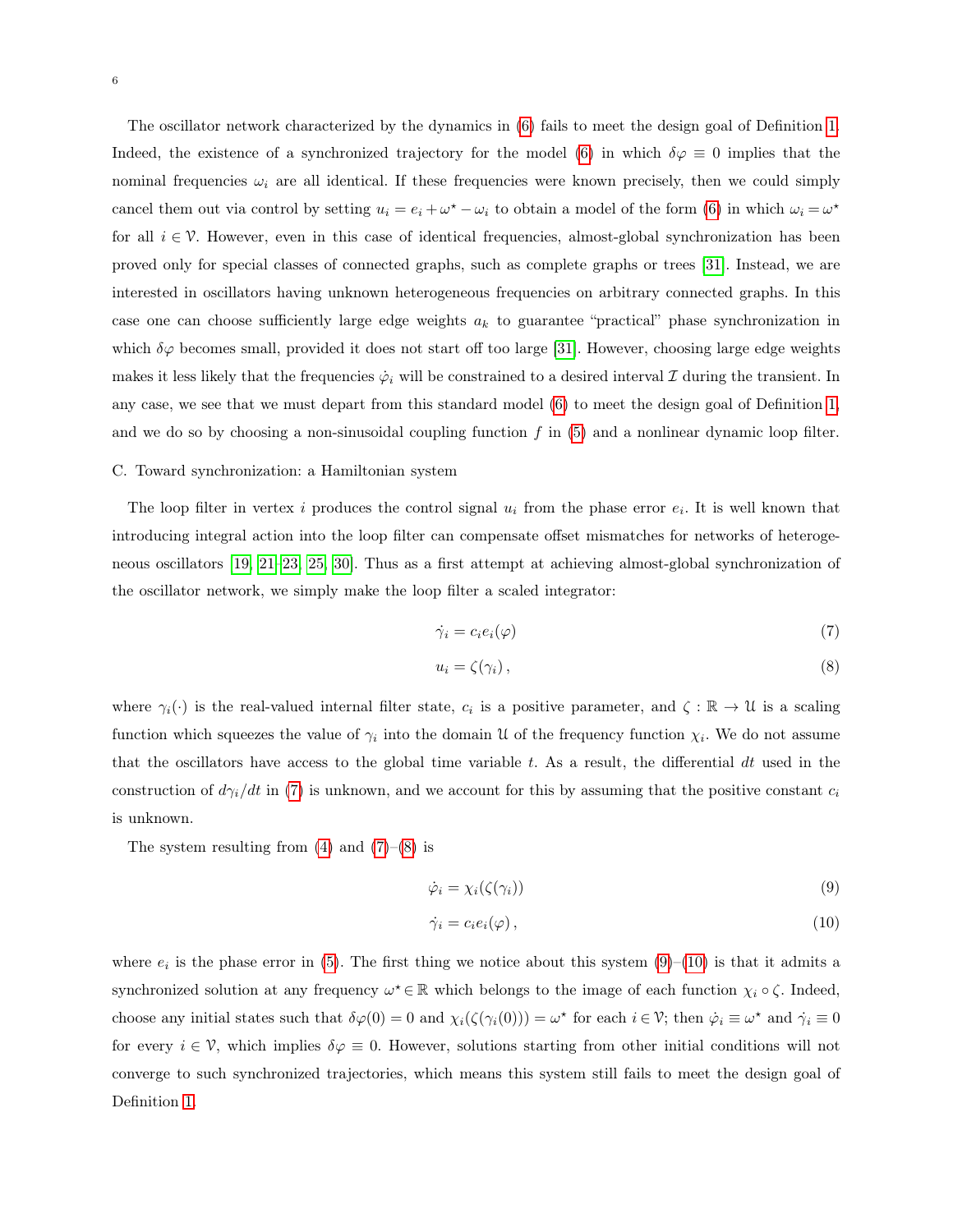The oscillator network characterized by the dynamics in (6) fails to meet the design goal of Definition 1. Indeed, the existence of a synchronized trajectory for the model (6) in which $\delta\varphi \equiv 0$ implies that the nominal frequencies $\omega_i$ are all identical. If these frequencies were known precisely, then we could simply cancel them out via control by setting $u_i = e_i + \omega^\star - \omega_i$ to obtain a model of the form (6) in which $\omega_i = \omega^\star$ for all $i \in \mathcal{V}$. However, even in this case of identical frequencies, almost-global synchronization has been proved only for special classes of connected graphs, such as complete graphs or trees [31]. Instead, we are interested in oscillators having unknown heterogeneous frequencies on arbitrary connected graphs. In this case one can choose sufficiently large edge weights $a_k$ to guarantee "practical" phase synchronization in which $\delta\varphi$ becomes small, provided it does not start off too large [31]. However, choosing large edge weights makes it less likely that the frequencies $\dot{\varphi}_i$ will be constrained to a desired interval $\mathcal{I}$ during the transient. In any case, we see that we must depart from this standard model (6) to meet the design goal of Definition 1, and we do so by choosing a non-sinusoidal coupling function $f$ in (5) and a nonlinear dynamic loop filter.

### C. Toward synchronization: a Hamiltonian system

The loop filter in vertex $i$ produces the control signal $u_i$ from the phase error $e_i$. It is well known that introducing integral action into the loop filter can compensate offset mismatches for networks of heterogeneous oscillators [19, 21–23, 25, 30]. Thus as a first attempt at achieving almost-global synchronization of the oscillator network, we simply make the loop filter a scaled integrator:

$$\dot{\gamma}_i = c_i e_i(\varphi) \tag{7}$$

$$u_i = \zeta(\gamma_i)\,, \tag{8}$$

where $\gamma_i(\cdot)$ is the real-valued internal filter state, $c_i$ is a positive parameter, and $\zeta : \mathbb{R} \to \mathcal{U}$ is a scaling function which squeezes the value of $\gamma_i$ into the domain $\mathcal{U}$ of the frequency function $\chi_i$. We do not assume that the oscillators have access to the global time variable $t$. As a result, the differential $dt$ used in the construction of $d\gamma_i/dt$ in (7) is unknown, and we account for this by assuming that the positive constant $c_i$ is unknown.

The system resulting from (4) and (7)–(8) is

$$\dot{\varphi}_i = \chi_i(\zeta(\gamma_i)) \tag{9}$$

$$\dot{\gamma}_i = c_i e_i(\varphi)\,, \tag{10}$$

where $e_i$ is the phase error in (5). The first thing we notice about this system (9)–(10) is that it admits a synchronized solution at any frequency $\omega^\star \in \mathbb{R}$ which belongs to the image of each function $\chi_i \circ \zeta$. Indeed, choose any initial states such that $\delta\varphi(0) = 0$ and $\chi_i(\zeta(\gamma_i(0))) = \omega^\star$ for each $i \in \mathcal{V}$; then $\dot{\varphi}_i \equiv \omega^\star$ and $\dot{\gamma}_i \equiv 0$ for every $i \in \mathcal{V}$, which implies $\delta\varphi \equiv 0$. However, solutions starting from other initial conditions will not converge to such synchronized trajectories, which means this system still fails to meet the design goal of Definition 1.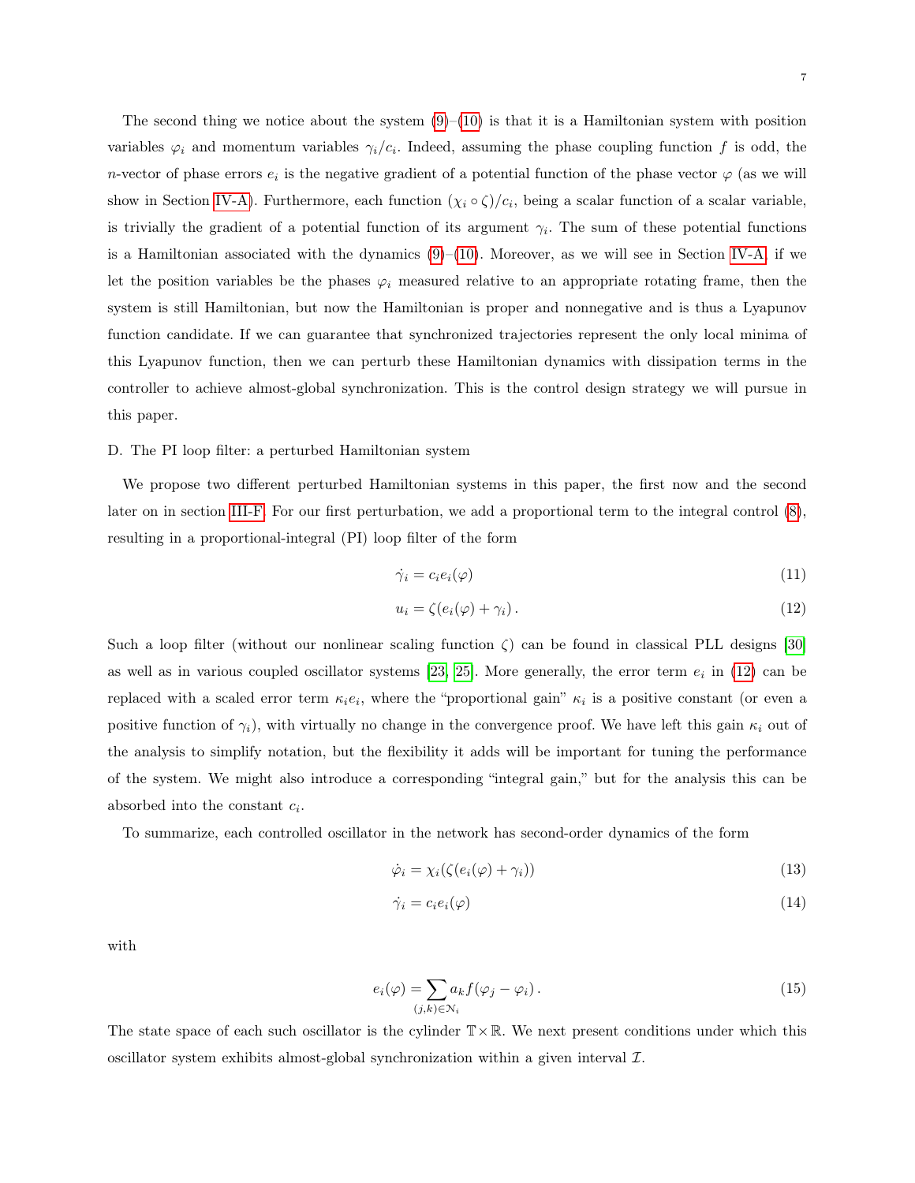The second thing we notice about the system (9)–(10) is that it is a Hamiltonian system with position variables $\varphi_i$ and momentum variables $\gamma_i/c_i$. Indeed, assuming the phase coupling function $f$ is odd, the $n$-vector of phase errors $e_i$ is the negative gradient of a potential function of the phase vector $\varphi$ (as we will show in Section IV-A). Furthermore, each function $(\chi_i \circ \zeta)/c_i$, being a scalar function of a scalar variable, is trivially the gradient of a potential function of its argument $\gamma_i$. The sum of these potential functions is a Hamiltonian associated with the dynamics (9)–(10). Moreover, as we will see in Section IV-A, if we let the position variables be the phases $\varphi_i$ measured relative to an appropriate rotating frame, then the system is still Hamiltonian, but now the Hamiltonian is proper and nonnegative and is thus a Lyapunov function candidate. If we can guarantee that synchronized trajectories represent the only local minima of this Lyapunov function, then we can perturb these Hamiltonian dynamics with dissipation terms in the controller to achieve almost-global synchronization. This is the control design strategy we will pursue in this paper.

### D. The PI loop filter: a perturbed Hamiltonian system

We propose two different perturbed Hamiltonian systems in this paper, the first now and the second later on in section III-F. For our first perturbation, we add a proportional term to the integral control (8), resulting in a proportional-integral (PI) loop filter of the form

$$\dot{\gamma}_i = c_i e_i(\varphi) \tag{11}$$

$$u_i = \zeta(e_i(\varphi) + \gamma_i)\,. \tag{12}$$

Such a loop filter (without our nonlinear scaling function $\zeta$) can be found in classical PLL designs [30] as well as in various coupled oscillator systems [23, 25]. More generally, the error term $e_i$ in (12) can be replaced with a scaled error term $\kappa_i e_i$, where the "proportional gain" $\kappa_i$ is a positive constant (or even a positive function of $\gamma_i$), with virtually no change in the convergence proof. We have left this gain $\kappa_i$ out of the analysis to simplify notation, but the flexibility it adds will be important for tuning the performance of the system. We might also introduce a corresponding "integral gain," but for the analysis this can be absorbed into the constant $c_i$.

To summarize, each controlled oscillator in the network has second-order dynamics of the form

$$\dot{\varphi}_i = \chi_i(\zeta(e_i(\varphi) + \gamma_i)) \tag{13}$$

$$\dot{\gamma}_i = c_i e_i(\varphi) \tag{14}$$

with

$$e_i(\varphi) = \sum_{(j,k)\in\mathcal{N}_i} a_k f(\varphi_j - \varphi_i)\,. \tag{15}$$

The state space of each such oscillator is the cylinder $\mathbb{T}\times\mathbb{R}$. We next present conditions under which this oscillator system exhibits almost-global synchronization within a given interval $\mathcal{I}$.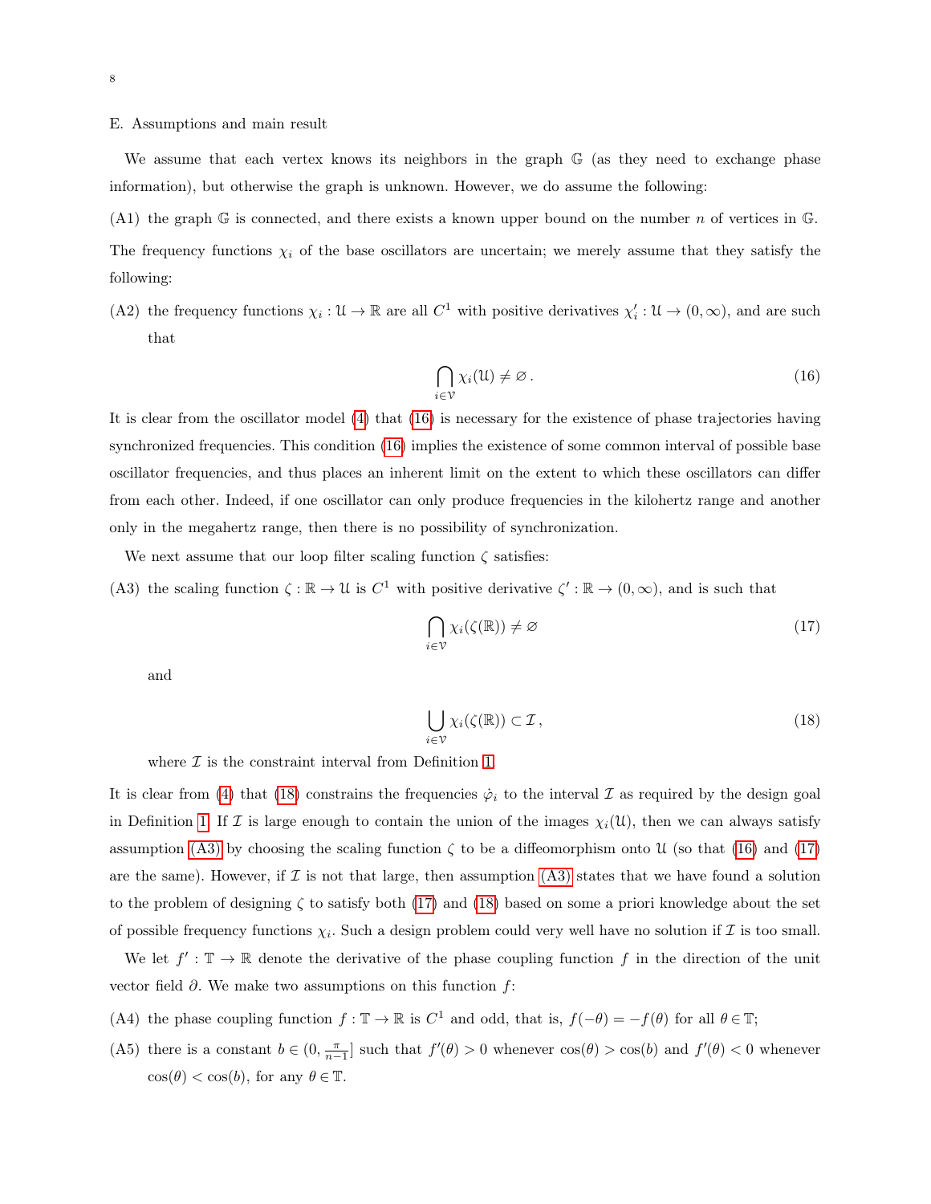### E. Assumptions and main result

We assume that each vertex knows its neighbors in the graph $\mathbb{G}$ (as they need to exchange phase information), but otherwise the graph is unknown. However, we do assume the following:

(A1) the graph $\mathbb{G}$ is connected, and there exists a known upper bound on the number $n$ of vertices in $\mathbb{G}$.

The frequency functions $\chi_i$ of the base oscillators are uncertain; we merely assume that they satisfy the following:

(A2) the frequency functions $\chi_i : \mathcal{U} \to \mathbb{R}$ are all $C^1$ with positive derivatives $\chi_i' : \mathcal{U} \to (0, \infty)$, and are such that

$$\bigcap_{i \in \mathcal{V}} \chi_i(\mathcal{U}) \neq \varnothing \,. \tag{16}$$

It is clear from the oscillator model (4) that (16) is necessary for the existence of phase trajectories having synchronized frequencies. This condition (16) implies the existence of some common interval of possible base oscillator frequencies, and thus places an inherent limit on the extent to which these oscillators can differ from each other. Indeed, if one oscillator can only produce frequencies in the kilohertz range and another only in the megahertz range, then there is no possibility of synchronization.

We next assume that our loop filter scaling function $\zeta$ satisfies:

(A3) the scaling function $\zeta : \mathbb{R} \to \mathcal{U}$ is $C^1$ with positive derivative $\zeta' : \mathbb{R} \to (0, \infty)$, and is such that

$$\bigcap_{i \in \mathcal{V}} \chi_i(\zeta(\mathbb{R})) \neq \varnothing \tag{17}$$

and

$$\bigcup_{i \in \mathcal{V}} \chi_i(\zeta(\mathbb{R})) \subset \mathcal{I} \,, \tag{18}$$

where $\mathcal{I}$ is the constraint interval from Definition 1.

It is clear from (4) that (18) constrains the frequencies $\dot{\varphi}_i$ to the interval $\mathcal{I}$ as required by the design goal in Definition 1. If $\mathcal{I}$ is large enough to contain the union of the images $\chi_i(\mathcal{U})$, then we can always satisfy assumption (A3) by choosing the scaling function $\zeta$ to be a diffeomorphism onto $\mathcal{U}$ (so that (16) and (17) are the same). However, if $\mathcal{I}$ is not that large, then assumption (A3) states that we have found a solution to the problem of designing $\zeta$ to satisfy both (17) and (18) based on some a priori knowledge about the set of possible frequency functions $\chi_i$. Such a design problem could very well have no solution if $\mathcal{I}$ is too small.

We let $f' : \mathbb{T} \to \mathbb{R}$ denote the derivative of the phase coupling function $f$ in the direction of the unit vector field $\partial$. We make two assumptions on this function $f$:

(A4) the phase coupling function $f : \mathbb{T} \to \mathbb{R}$ is $C^1$ and odd, that is, $f(-\theta) = -f(\theta)$ for all $\theta \in \mathbb{T}$;

(A5) there is a constant $b \in (0, \frac{\pi}{n-1}]$ such that $f'(\theta) > 0$ whenever $\cos(\theta) > \cos(b)$ and $f'(\theta) < 0$ whenever $\cos(\theta) < \cos(b)$, for any $\theta \in \mathbb{T}$.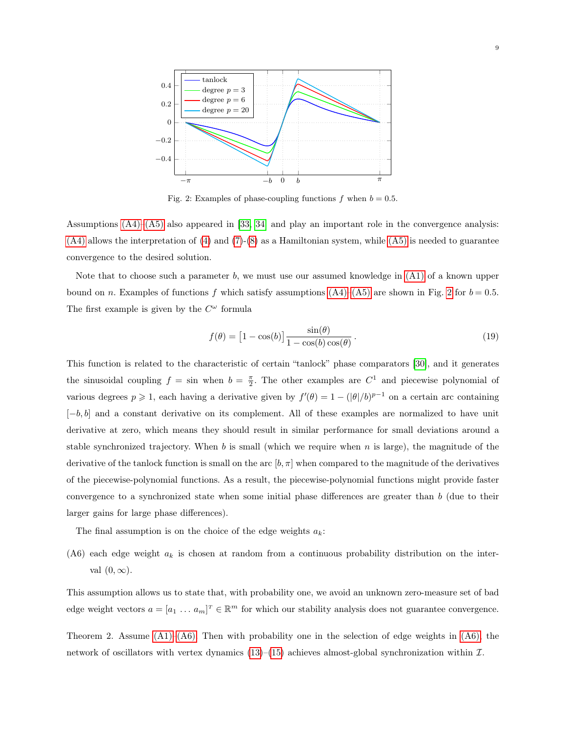Fig. 2: Examples of phase-coupling functions $f$ when $b = 0.5$.

Assumptions (A4)–(A5) also appeared in [33, 34] and play an important role in the convergence analysis: (A4) allows the interpretation of (4) and (7)-(8) as a Hamiltonian system, while (A5) is needed to guarantee convergence to the desired solution.

Note that to choose such a parameter $b$, we must use our assumed knowledge in (A1) of a known upper bound on $n$. Examples of functions $f$ which satisfy assumptions (A4)–(A5) are shown in Fig. 2 for $b = 0.5$. The first example is given by the $C^\omega$ formula

$$f(\theta) = \left[1 - \cos(b)\right] \frac{\sin(\theta)}{1 - \cos(b)\cos(\theta)} . \tag{19}$$

This function is related to the characteristic of certain "tanlock" phase comparators [30], and it generates the sinusoidal coupling $f = \sin$ when $b = \frac{\pi}{2}$. The other examples are $C^1$ and piecewise polynomial of various degrees $p \geqslant 1$, each having a derivative given by $f'(\theta) = 1 - (|\theta|/b)^{p-1}$ on a certain arc containing $[-b, b]$ and a constant derivative on its complement. All of these examples are normalized to have unit derivative at zero, which means they should result in similar performance for small deviations around a stable synchronized trajectory. When $b$ is small (which we require when $n$ is large), the magnitude of the derivative of the tanlock function is small on the arc $[b, \pi]$ when compared to the magnitude of the derivatives of the piecewise-polynomial functions. As a result, the piecewise-polynomial functions might provide faster convergence to a synchronized state when some initial phase differences are greater than $b$ (due to their larger gains for large phase differences).

The final assumption is on the choice of the edge weights $a_k$:

(A6) each edge weight $a_k$ is chosen at random from a continuous probability distribution on the interval $(0, \infty)$.

This assumption allows us to state that, with probability one, we avoid an unknown zero-measure set of bad edge weight vectors $a = [a_1 \; \ldots \; a_m]^T \in \mathbb{R}^m$ for which our stability analysis does not guarantee convergence.

Theorem 2. Assume (A1)–(A6). Then with probability one in the selection of edge weights in (A6), the network of oscillators with vertex dynamics (13)–(15) achieves almost-global synchronization within $\mathcal{I}$.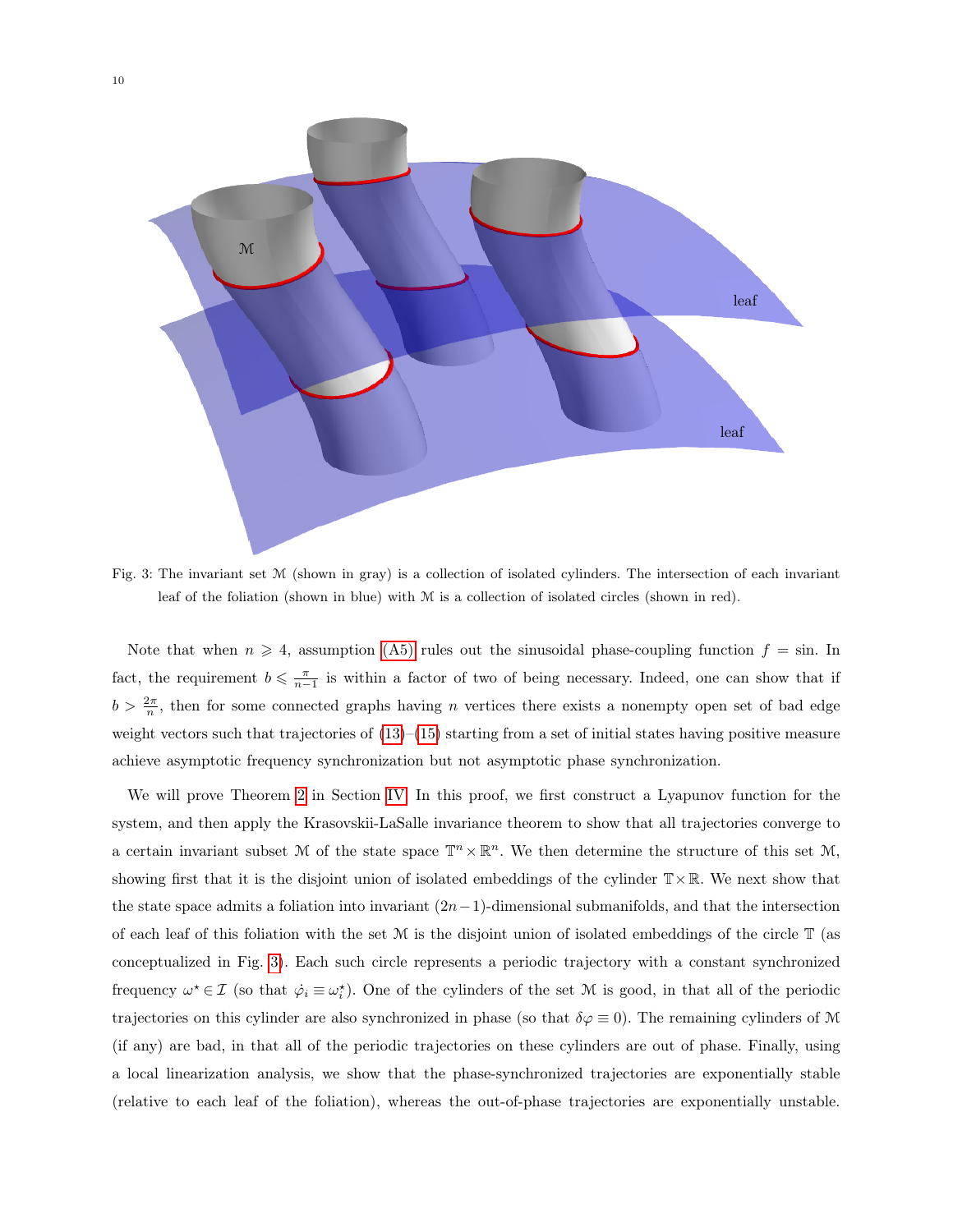Fig. 3: The invariant set $\mathcal{M}$ (shown in gray) is a collection of isolated cylinders. The intersection of each invariant leaf of the foliation (shown in blue) with $\mathcal{M}$ is a collection of isolated circles (shown in red).

Note that when $n \geqslant 4$, assumption (A5) rules out the sinusoidal phase-coupling function $f = \sin$. In fact, the requirement $b \leqslant \frac{\pi}{n-1}$ is within a factor of two of being necessary. Indeed, one can show that if $b > \frac{2\pi}{n}$, then for some connected graphs having $n$ vertices there exists a nonempty open set of bad edge weight vectors such that trajectories of (13)–(15) starting from a set of initial states having positive measure achieve asymptotic frequency synchronization but not asymptotic phase synchronization.

We will prove Theorem 2 in Section IV. In this proof, we first construct a Lyapunov function for the system, and then apply the Krasovskii-LaSalle invariance theorem to show that all trajectories converge to a certain invariant subset $\mathcal{M}$ of the state space $\mathbb{T}^n \times \mathbb{R}^n$. We then determine the structure of this set $\mathcal{M}$, showing first that it is the disjoint union of isolated embeddings of the cylinder $\mathbb{T} \times \mathbb{R}$. We next show that the state space admits a foliation into invariant $(2n-1)$-dimensional submanifolds, and that the intersection of each leaf of this foliation with the set $\mathcal{M}$ is the disjoint union of isolated embeddings of the circle $\mathbb{T}$ (as conceptualized in Fig. 3). Each such circle represents a periodic trajectory with a constant synchronized frequency $\omega^\star \in \mathcal{I}$ (so that $\dot{\varphi}_i \equiv \omega_i^\star$). One of the cylinders of the set $\mathcal{M}$ is good, in that all of the periodic trajectories on this cylinder are also synchronized in phase (so that $\delta\varphi \equiv 0$). The remaining cylinders of $\mathcal{M}$ (if any) are bad, in that all of the periodic trajectories on these cylinders are out of phase. Finally, using a local linearization analysis, we show that the phase-synchronized trajectories are exponentially stable (relative to each leaf of the foliation), whereas the out-of-phase trajectories are exponentially unstable.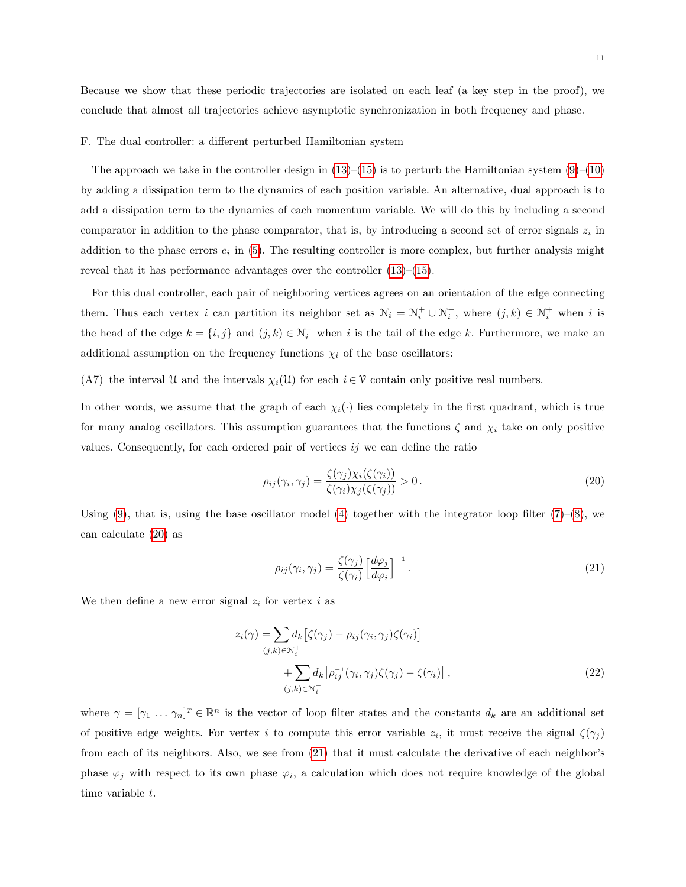Because we show that these periodic trajectories are isolated on each leaf (a key step in the proof), we conclude that almost all trajectories achieve asymptotic synchronization in both frequency and phase.

### F. The dual controller: a different perturbed Hamiltonian system

The approach we take in the controller design in (13)–(15) is to perturb the Hamiltonian system (9)–(10) by adding a dissipation term to the dynamics of each position variable. An alternative, dual approach is to add a dissipation term to the dynamics of each momentum variable. We will do this by including a second comparator in addition to the phase comparator, that is, by introducing a second set of error signals $z_i$ in addition to the phase errors $e_i$ in (5). The resulting controller is more complex, but further analysis might reveal that it has performance advantages over the controller (13)–(15).

For this dual controller, each pair of neighboring vertices agrees on an orientation of the edge connecting them. Thus each vertex $i$ can partition its neighbor set as $\mathcal{N}_i = \mathcal{N}_i^+ \cup \mathcal{N}_i^-$, where $(j,k) \in \mathcal{N}_i^+$ when $i$ is the head of the edge $k = \{i,j\}$ and $(j,k) \in \mathcal{N}_i^-$ when $i$ is the tail of the edge $k$. Furthermore, we make an additional assumption on the frequency functions $\chi_i$ of the base oscillators:

(A7) the interval $\mathcal{U}$ and the intervals $\chi_i(\mathcal{U})$ for each $i \in \mathcal{V}$ contain only positive real numbers.

In other words, we assume that the graph of each $\chi_i(\cdot)$ lies completely in the first quadrant, which is true for many analog oscillators. This assumption guarantees that the functions $\zeta$ and $\chi_i$ take on only positive values. Consequently, for each ordered pair of vertices $ij$ we can define the ratio

$$\rho_{ij}(\gamma_i,\gamma_j) = \frac{\zeta(\gamma_j)\chi_i(\zeta(\gamma_i))}{\zeta(\gamma_i)\chi_j(\zeta(\gamma_j))} > 0\,. \tag{20}$$

Using (9), that is, using the base oscillator model (4) together with the integrator loop filter (7)–(8), we can calculate (20) as

$$\rho_{ij}(\gamma_i,\gamma_j) = \frac{\zeta(\gamma_j)}{\zeta(\gamma_i)}\Big[\frac{d\varphi_j}{d\varphi_i}\Big]^{-1}. \tag{21}$$

We then define a new error signal $z_i$ for vertex $i$ as

$$\begin{aligned} z_i(\gamma) = &\sum_{(j,k)\in\mathcal{N}_i^+} d_k\big[\zeta(\gamma_j) - \rho_{ij}(\gamma_i,\gamma_j)\zeta(\gamma_i)\big] \\ &+ \sum_{(j,k)\in\mathcal{N}_i^-} d_k\big[\rho_{ij}^{-1}(\gamma_i,\gamma_j)\zeta(\gamma_j) - \zeta(\gamma_i)\big]\,, \end{aligned} \tag{22}$$

where $\gamma = [\gamma_1 \ldots \gamma_n]^T \in \mathbb{R}^n$ is the vector of loop filter states and the constants $d_k$ are an additional set of positive edge weights. For vertex $i$ to compute this error variable $z_i$, it must receive the signal $\zeta(\gamma_j)$ from each of its neighbors. Also, we see from (21) that it must calculate the derivative of each neighbor's phase $\varphi_j$ with respect to its own phase $\varphi_i$, a calculation which does not require knowledge of the global time variable $t$.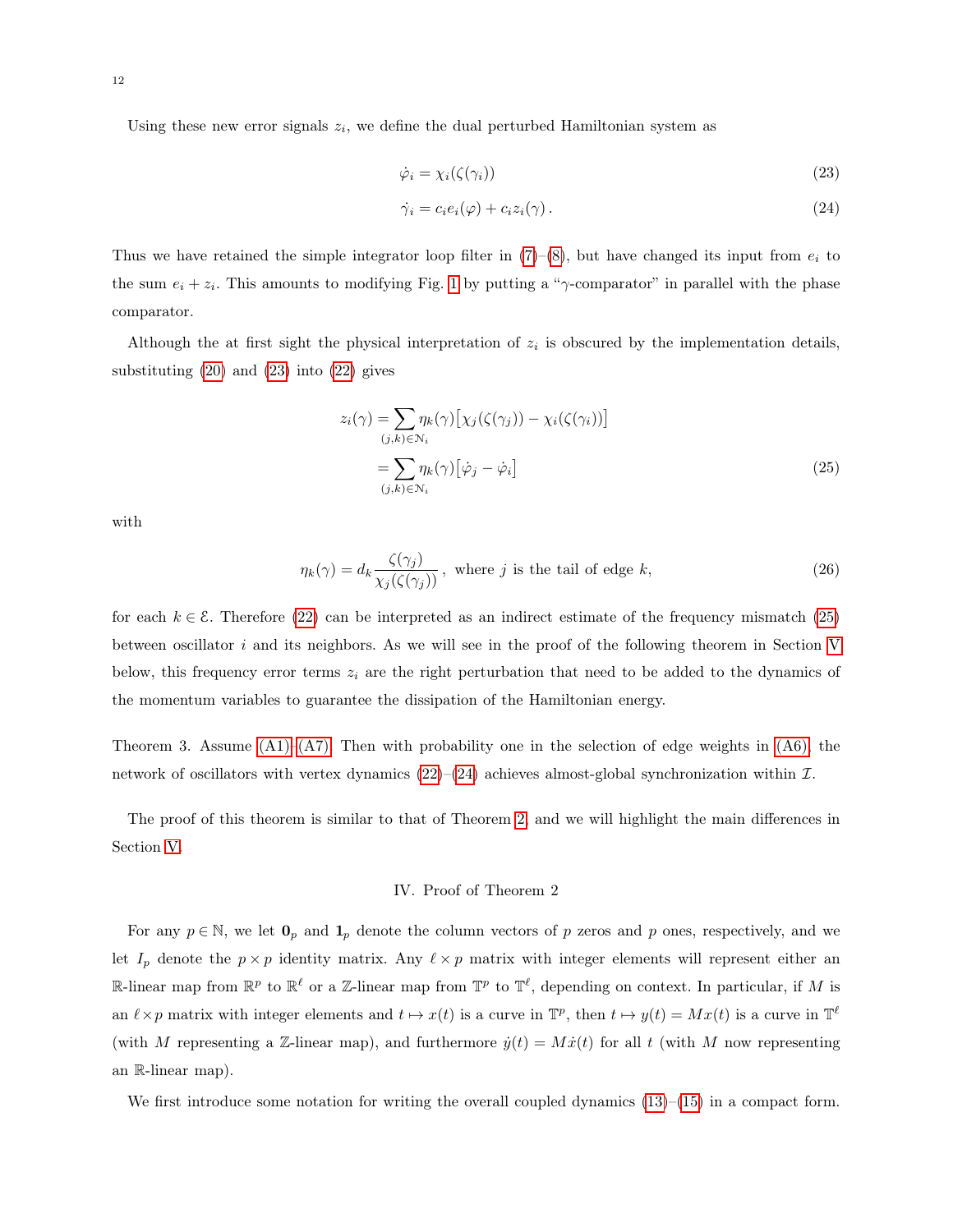Using these new error signals $z_i$, we define the dual perturbed Hamiltonian system as

$$\dot{\varphi}_i = \chi_i(\zeta(\gamma_i)) \tag{23}$$

$$\dot{\gamma}_i = c_i e_i(\varphi) + c_i z_i(\gamma)\,. \tag{24}$$

Thus we have retained the simple integrator loop filter in (7)–(8), but have changed its input from $e_i$ to the sum $e_i + z_i$. This amounts to modifying Fig. 1 by putting a "$\gamma$-comparator" in parallel with the phase comparator.

Although the at first sight the physical interpretation of $z_i$ is obscured by the implementation details, substituting (20) and (23) into (22) gives

$$\begin{aligned} z_i(\gamma) &= \sum_{(j,k)\in\mathcal{N}_i} \eta_k(\gamma)\big[\chi_j(\zeta(\gamma_j)) - \chi_i(\zeta(\gamma_i))\big] \\ &= \sum_{(j,k)\in\mathcal{N}_i} \eta_k(\gamma)\big[\dot{\varphi}_j - \dot{\varphi}_i\big] \end{aligned} \tag{25}$$

with

$$\eta_k(\gamma) = d_k \frac{\zeta(\gamma_j)}{\chi_j(\zeta(\gamma_j))}\,, \text{ where } j \text{ is the tail of edge } k, \tag{26}$$

for each $k \in \mathcal{E}$. Therefore (22) can be interpreted as an indirect estimate of the frequency mismatch (25) between oscillator $i$ and its neighbors. As we will see in the proof of the following theorem in Section V below, this frequency error terms $z_i$ are the right perturbation that need to be added to the dynamics of the momentum variables to guarantee the dissipation of the Hamiltonian energy.

Theorem 3. Assume (A1)–(A7). Then with probability one in the selection of edge weights in (A6), the network of oscillators with vertex dynamics (22)–(24) achieves almost-global synchronization within $\mathcal{I}$.

The proof of this theorem is similar to that of Theorem 2, and we will highlight the main differences in Section V.

## IV. Proof of Theorem 2

For any $p \in \mathbb{N}$, we let $\mathbf{0}_p$ and $\mathbf{1}_p$ denote the column vectors of $p$ zeros and $p$ ones, respectively, and we let $I_p$ denote the $p \times p$ identity matrix. Any $\ell \times p$ matrix with integer elements will represent either an $\mathbb{R}$-linear map from $\mathbb{R}^p$ to $\mathbb{R}^\ell$ or a $\mathbb{Z}$-linear map from $\mathbb{T}^p$ to $\mathbb{T}^\ell$, depending on context. In particular, if $M$ is an $\ell \times p$ matrix with integer elements and $t \mapsto x(t)$ is a curve in $\mathbb{T}^p$, then $t \mapsto y(t) = Mx(t)$ is a curve in $\mathbb{T}^\ell$ (with $M$ representing a $\mathbb{Z}$-linear map), and furthermore $\dot{y}(t) = M\dot{x}(t)$ for all $t$ (with $M$ now representing an $\mathbb{R}$-linear map).

We first introduce some notation for writing the overall coupled dynamics (13)–(15) in a compact form.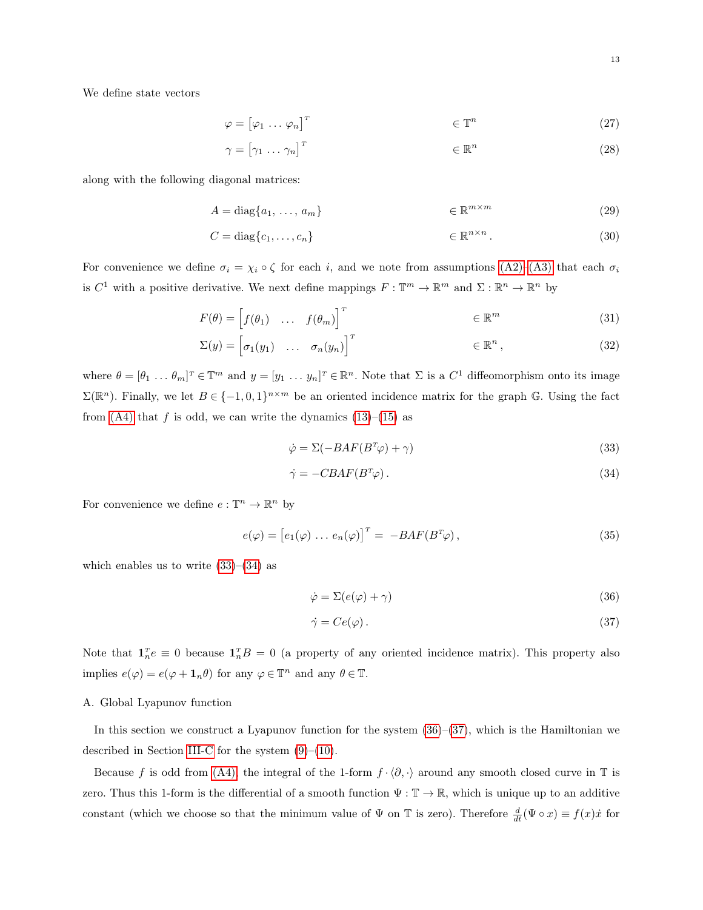We define state vectors

$$\varphi = \begin{bmatrix}\varphi_1 \ldots \varphi_n\end{bmatrix}^T \qquad\qquad \in \mathbb{T}^n \tag{27}$$

$$\gamma = \begin{bmatrix}\gamma_1 \ldots \gamma_n\end{bmatrix}^T \qquad\qquad \in \mathbb{R}^n \tag{28}$$

along with the following diagonal matrices:

$$A = \mathrm{diag}\{a_1, \ldots, a_m\} \qquad\qquad \in \mathbb{R}^{m\times m} \tag{29}$$

$$C = \mathrm{diag}\{c_1, \ldots, c_n\} \qquad\qquad \in \mathbb{R}^{n\times n}. \tag{30}$$

For convenience we define $\sigma_i = \chi_i \circ \zeta$ for each $i$, and we note from assumptions (A2)–(A3) that each $\sigma_i$ is $C^1$ with a positive derivative. We next define mappings $F : \mathbb{T}^m \to \mathbb{R}^m$ and $\Sigma : \mathbb{R}^n \to \mathbb{R}^n$ by

$$F(\theta) = \begin{bmatrix} f(\theta_1) & \ldots & f(\theta_m)\end{bmatrix}^T \qquad\qquad \in \mathbb{R}^m \tag{31}$$

$$\Sigma(y) = \begin{bmatrix} \sigma_1(y_1) & \ldots & \sigma_n(y_n)\end{bmatrix}^T \qquad\qquad \in \mathbb{R}^n, \tag{32}$$

where $\theta = [\theta_1 \ldots \theta_m]^T \in \mathbb{T}^m$ and $y = [y_1 \ldots y_n]^T \in \mathbb{R}^n$. Note that $\Sigma$ is a $C^1$ diffeomorphism onto its image $\Sigma(\mathbb{R}^n)$. Finally, we let $B \in \{-1, 0, 1\}^{n\times m}$ be an oriented incidence matrix for the graph $\mathbb{G}$. Using the fact from (A4) that $f$ is odd, we can write the dynamics (13)–(15) as

$$\dot{\varphi} = \Sigma(-BAF(B^T\varphi) + \gamma) \tag{33}$$

$$\dot{\gamma} = -CBAF(B^T\varphi). \tag{34}$$

For convenience we define $e : \mathbb{T}^n \to \mathbb{R}^n$ by

$$e(\varphi) = \begin{bmatrix} e_1(\varphi) \ldots e_n(\varphi)\end{bmatrix}^T = -BAF(B^T\varphi), \tag{35}$$

which enables us to write (33)–(34) as

$$\dot{\varphi} = \Sigma(e(\varphi) + \gamma) \tag{36}$$

$$\dot{\gamma} = Ce(\varphi). \tag{37}$$

Note that $\mathbf{1}_n^T e \equiv 0$ because $\mathbf{1}_n^T B = 0$ (a property of any oriented incidence matrix). This property also implies $e(\varphi) = e(\varphi + \mathbf{1}_n\theta)$ for any $\varphi \in \mathbb{T}^n$ and any $\theta \in \mathbb{T}$.

## A. Global Lyapunov function

In this section we construct a Lyapunov function for the system (36)–(37), which is the Hamiltonian we described in Section III-C for the system (9)–(10).

Because $f$ is odd from (A4), the integral of the 1-form $f \cdot \langle \partial, \cdot \rangle$ around any smooth closed curve in $\mathbb{T}$ is zero. Thus this 1-form is the differential of a smooth function $\Psi : \mathbb{T} \to \mathbb{R}$, which is unique up to an additive constant (which we choose so that the minimum value of $\Psi$ on $\mathbb{T}$ is zero). Therefore $\frac{d}{dt}(\Psi \circ x) \equiv f(x)\dot{x}$ for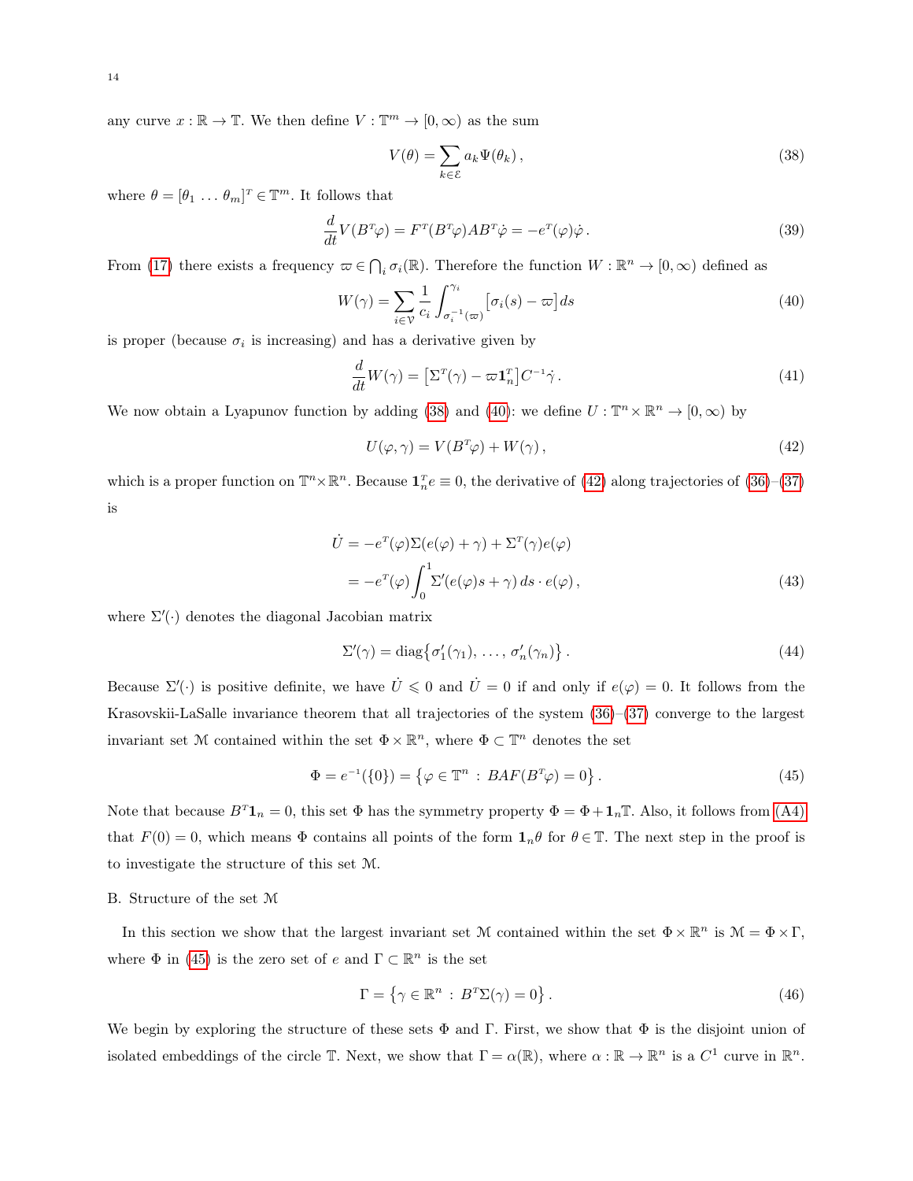any curve $x : \mathbb{R} \to \mathbb{T}$. We then define $V : \mathbb{T}^m \to [0, \infty)$ as the sum

$$V(\theta) = \sum_{k \in \mathcal{E}} a_k \Psi(\theta_k)\,, \tag{38}$$

where $\theta = [\theta_1 \ \dots \ \theta_m]^T \in \mathbb{T}^m$. It follows that

$$\frac{d}{dt} V(B^T \varphi) = F^T(B^T \varphi) A B^T \dot{\varphi} = -e^T(\varphi)\dot{\varphi}\,. \tag{39}$$

From (17) there exists a frequency $\varpi \in \bigcap_i \sigma_i(\mathbb{R})$. Therefore the function $W : \mathbb{R}^n \to [0, \infty)$ defined as

$$W(\gamma) = \sum_{i \in \mathcal{V}} \frac{1}{c_i} \int_{\sigma_i^{-1}(\varpi)}^{\gamma_i} \big[\sigma_i(s) - \varpi\big]\, ds \tag{40}$$

is proper (because $\sigma_i$ is increasing) and has a derivative given by

$$\frac{d}{dt} W(\gamma) = \big[\Sigma^T(\gamma) - \varpi \mathbf{1}_n^T\big] C^{-1} \dot{\gamma}\,. \tag{41}$$

We now obtain a Lyapunov function by adding (38) and (40): we define $U : \mathbb{T}^n \times \mathbb{R}^n \to [0, \infty)$ by

$$U(\varphi, \gamma) = V(B^T \varphi) + W(\gamma)\,, \tag{42}$$

which is a proper function on $\mathbb{T}^n \times \mathbb{R}^n$. Because $\mathbf{1}_n^T e \equiv 0$, the derivative of (42) along trajectories of (36)–(37) is

$$\begin{aligned}
\dot{U} &= -e^T(\varphi)\Sigma(e(\varphi) + \gamma) + \Sigma^T(\gamma) e(\varphi) \\
&= -e^T(\varphi) \int_0^1 \Sigma'(e(\varphi)s + \gamma)\, ds \cdot e(\varphi)\,,
\end{aligned} \tag{43}$$

where $\Sigma'(\cdot)$ denotes the diagonal Jacobian matrix

$$\Sigma'(\gamma) = \operatorname{diag}\big\{\sigma_1'(\gamma_1),\, \dots,\, \sigma_n'(\gamma_n)\big\}\,. \tag{44}$$

Because $\Sigma'(\cdot)$ is positive definite, we have $\dot{U} \leqslant 0$ and $\dot{U} = 0$ if and only if $e(\varphi) = 0$. It follows from the Krasovskii-LaSalle invariance theorem that all trajectories of the system (36)–(37) converge to the largest invariant set $\mathcal{M}$ contained within the set $\Phi \times \mathbb{R}^n$, where $\Phi \subset \mathbb{T}^n$ denotes the set

$$\Phi = e^{-1}(\{0\}) = \big\{\varphi \in \mathbb{T}^n \,:\, BAF(B^T \varphi) = 0\big\}\,. \tag{45}$$

Note that because $B^T \mathbf{1}_n = 0$, this set $\Phi$ has the symmetry property $\Phi = \Phi + \mathbf{1}_n \mathbb{T}$. Also, it follows from (A4) that $F(0) = 0$, which means $\Phi$ contains all points of the form $\mathbf{1}_n \theta$ for $\theta \in \mathbb{T}$. The next step in the proof is to investigate the structure of this set $\mathcal{M}$.

B. Structure of the set $\mathcal{M}$

In this section we show that the largest invariant set $\mathcal{M}$ contained within the set $\Phi \times \mathbb{R}^n$ is $\mathcal{M} = \Phi \times \Gamma$, where $\Phi$ in (45) is the zero set of $e$ and $\Gamma \subset \mathbb{R}^n$ is the set

$$\Gamma = \big\{\gamma \in \mathbb{R}^n \,:\, B^T \Sigma(\gamma) = 0\big\}\,. \tag{46}$$

We begin by exploring the structure of these sets $\Phi$ and $\Gamma$. First, we show that $\Phi$ is the disjoint union of isolated embeddings of the circle $\mathbb{T}$. Next, we show that $\Gamma = \alpha(\mathbb{R})$, where $\alpha : \mathbb{R} \to \mathbb{R}^n$ is a $C^1$ curve in $\mathbb{R}^n$.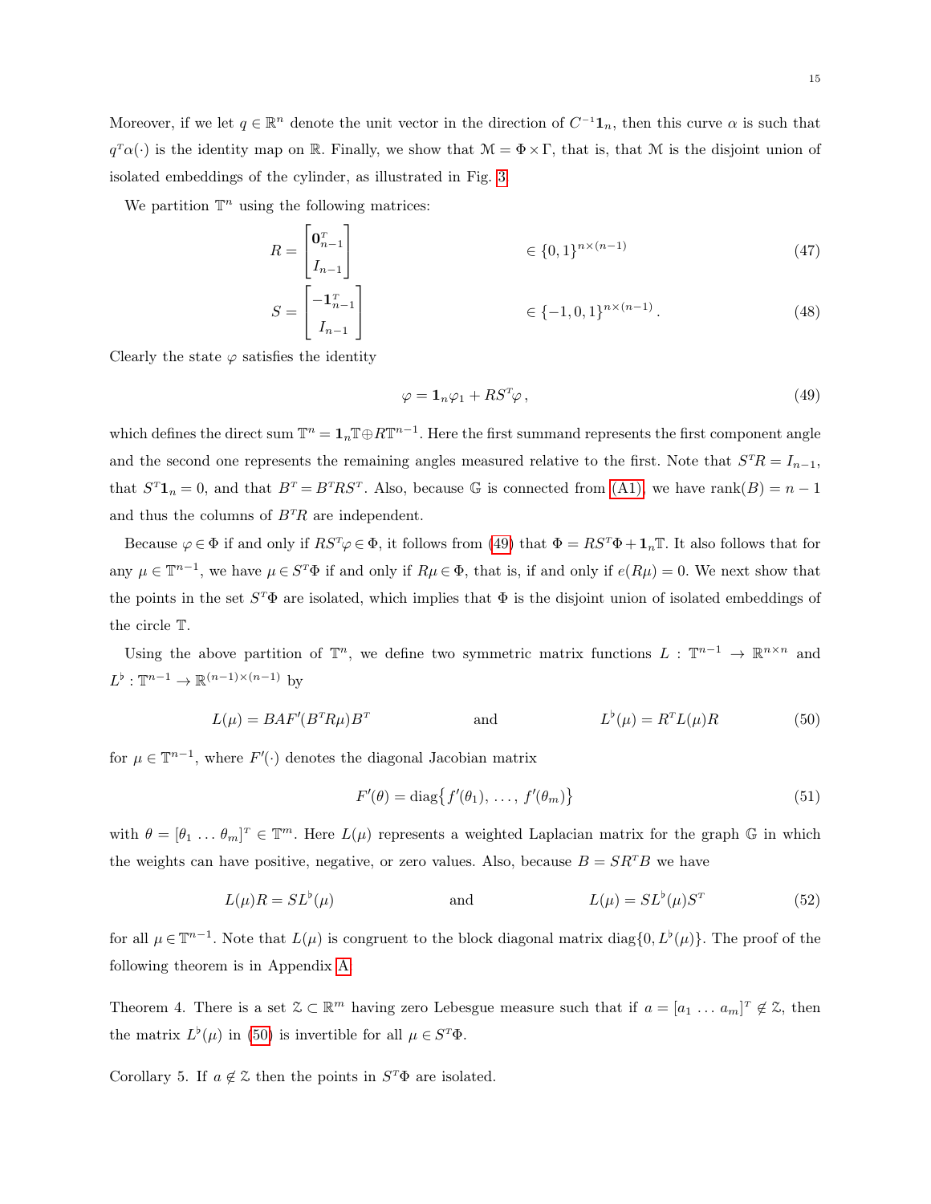Moreover, if we let $q \in \mathbb{R}^n$ denote the unit vector in the direction of $C^{-1}\mathbf{1}_n$, then this curve $\alpha$ is such that $q^T\alpha(\cdot)$ is the identity map on $\mathbb{R}$. Finally, we show that $\mathcal{M} = \Phi \times \Gamma$, that is, that $\mathcal{M}$ is the disjoint union of isolated embeddings of the cylinder, as illustrated in Fig. 3.

We partition $\mathbb{T}^n$ using the following matrices:

$$R = \begin{bmatrix} \mathbf{0}_{n-1}^T \\ I_{n-1} \end{bmatrix} \qquad \in \{0,1\}^{n\times(n-1)} \tag{47}$$

$$S = \begin{bmatrix} -\mathbf{1}_{n-1}^T \\ I_{n-1} \end{bmatrix} \qquad \in \{-1,0,1\}^{n\times(n-1)}. \tag{48}$$

Clearly the state $\varphi$ satisfies the identity

$$\varphi = \mathbf{1}_n\varphi_1 + RS^T\varphi\,, \tag{49}$$

which defines the direct sum $\mathbb{T}^n = \mathbf{1}_n\mathbb{T} \oplus R\mathbb{T}^{n-1}$. Here the first summand represents the first component angle and the second one represents the remaining angles measured relative to the first. Note that $S^TR = I_{n-1}$, that $S^T\mathbf{1}_n = 0$, and that $B^T = B^TRS^T$. Also, because $\mathbb{G}$ is connected from (A1), we have $\operatorname{rank}(B) = n-1$ and thus the columns of $B^TR$ are independent.

Because $\varphi \in \Phi$ if and only if $RS^T\varphi \in \Phi$, it follows from (49) that $\Phi = RS^T\Phi + \mathbf{1}_n\mathbb{T}$. It also follows that for any $\mu \in \mathbb{T}^{n-1}$, we have $\mu \in S^T\Phi$ if and only if $R\mu \in \Phi$, that is, if and only if $e(R\mu) = 0$. We next show that the points in the set $S^T\Phi$ are isolated, which implies that $\Phi$ is the disjoint union of isolated embeddings of the circle $\mathbb{T}$.

Using the above partition of $\mathbb{T}^n$, we define two symmetric matrix functions $L : \mathbb{T}^{n-1} \to \mathbb{R}^{n\times n}$ and $L^\flat : \mathbb{T}^{n-1} \to \mathbb{R}^{(n-1)\times(n-1)}$ by

$$L(\mu) = BAF'(B^TR\mu)B^T \qquad \text{and} \qquad L^\flat(\mu) = R^TL(\mu)R \tag{50}$$

for $\mu \in \mathbb{T}^{n-1}$, where $F'(\cdot)$ denotes the diagonal Jacobian matrix

$$F'(\theta) = \operatorname{diag}\big\{f'(\theta_1),\,\ldots,\,f'(\theta_m)\big\} \tag{51}$$

with $\theta = [\theta_1\,\ldots\,\theta_m]^T \in \mathbb{T}^m$. Here $L(\mu)$ represents a weighted Laplacian matrix for the graph $\mathbb{G}$ in which the weights can have positive, negative, or zero values. Also, because $B = SR^TB$ we have

$$L(\mu)R = SL^\flat(\mu) \qquad \text{and} \qquad L(\mu) = SL^\flat(\mu)S^T \tag{52}$$

for all $\mu \in \mathbb{T}^{n-1}$. Note that $L(\mu)$ is congruent to the block diagonal matrix $\operatorname{diag}\{0, L^\flat(\mu)\}$. The proof of the following theorem is in Appendix A.

Theorem 4. There is a set $\mathcal{Z} \subset \mathbb{R}^m$ having zero Lebesgue measure such that if $a = [a_1\,\ldots\,a_m]^T \notin \mathcal{Z}$, then the matrix $L^\flat(\mu)$ in (50) is invertible for all $\mu \in S^T\Phi$.

Corollary 5. If $a \notin \mathcal{Z}$ then the points in $S^T\Phi$ are isolated.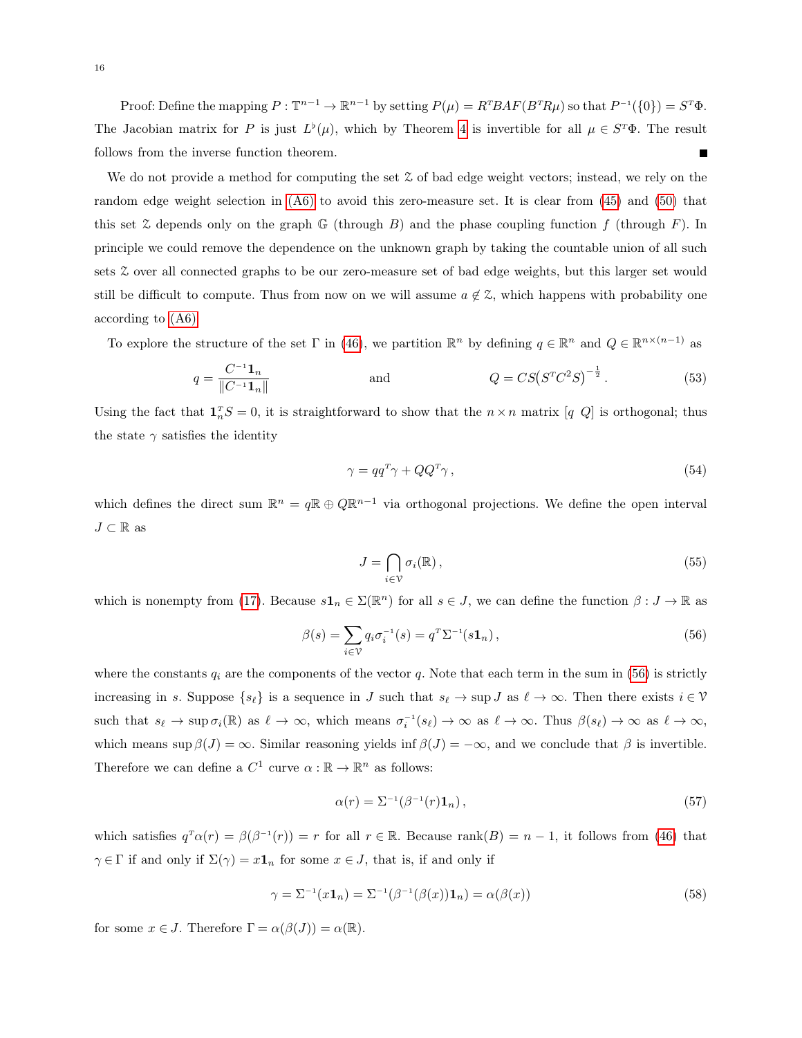Proof: Define the mapping $P : \mathbb{T}^{n-1} \to \mathbb{R}^{n-1}$ by setting $P(\mu) = R^T BAF(B^T R\mu)$ so that $P^{-1}(\{0\}) = S^T\Phi$. The Jacobian matrix for $P$ is just $L^\flat(\mu)$, which by Theorem 4 is invertible for all $\mu \in S^T\Phi$. The result follows from the inverse function theorem. ∎

We do not provide a method for computing the set $\mathbb{Z}$ of bad edge weight vectors; instead, we rely on the random edge weight selection in (A6) to avoid this zero-measure set. It is clear from (45) and (50) that this set $\mathbb{Z}$ depends only on the graph $\mathbb{G}$ (through $B$) and the phase coupling function $f$ (through $F$). In principle we could remove the dependence on the unknown graph by taking the countable union of all such sets $\mathbb{Z}$ over all connected graphs to be our zero-measure set of bad edge weights, but this larger set would still be difficult to compute. Thus from now on we will assume $a \notin \mathbb{Z}$, which happens with probability one according to (A6).

To explore the structure of the set $\Gamma$ in (46), we partition $\mathbb{R}^n$ by defining $q \in \mathbb{R}^n$ and $Q \in \mathbb{R}^{n\times(n-1)}$ as

$$q = \frac{C^{-1}\mathbf{1}_n}{\|C^{-1}\mathbf{1}_n\|} \qquad \text{and} \qquad Q = CS\big(S^T C^2 S\big)^{-\frac{1}{2}}. \tag{53}$$

Using the fact that $\mathbf{1}_n^T S = 0$, it is straightforward to show that the $n \times n$ matrix $[q \;\; Q]$ is orthogonal; thus the state $\gamma$ satisfies the identity

$$\gamma = qq^T\gamma + QQ^T\gamma\,, \tag{54}$$

which defines the direct sum $\mathbb{R}^n = q\mathbb{R} \oplus Q\mathbb{R}^{n-1}$ via orthogonal projections. We define the open interval $J \subset \mathbb{R}$ as

$$J = \bigcap_{i\in\mathcal{V}} \sigma_i(\mathbb{R})\,, \tag{55}$$

which is nonempty from (17). Because $s\mathbf{1}_n \in \Sigma(\mathbb{R}^n)$ for all $s \in J$, we can define the function $\beta : J \to \mathbb{R}$ as

$$\beta(s) = \sum_{i\in\mathcal{V}} q_i \sigma_i^{-1}(s) = q^T\Sigma^{-1}(s\mathbf{1}_n)\,, \tag{56}$$

where the constants $q_i$ are the components of the vector $q$. Note that each term in the sum in (56) is strictly increasing in $s$. Suppose $\{s_\ell\}$ is a sequence in $J$ such that $s_\ell \to \sup J$ as $\ell \to \infty$. Then there exists $i \in \mathcal{V}$ such that $s_\ell \to \sup \sigma_i(\mathbb{R})$ as $\ell \to \infty$, which means $\sigma_i^{-1}(s_\ell) \to \infty$ as $\ell \to \infty$. Thus $\beta(s_\ell) \to \infty$ as $\ell \to \infty$, which means $\sup \beta(J) = \infty$. Similar reasoning yields $\inf \beta(J) = -\infty$, and we conclude that $\beta$ is invertible. Therefore we can define a $C^1$ curve $\alpha : \mathbb{R} \to \mathbb{R}^n$ as follows:

$$\alpha(r) = \Sigma^{-1}(\beta^{-1}(r)\mathbf{1}_n)\,, \tag{57}$$

which satisfies $q^T\alpha(r) = \beta(\beta^{-1}(r)) = r$ for all $r \in \mathbb{R}$. Because $\mathrm{rank}(B) = n-1$, it follows from (46) that $\gamma \in \Gamma$ if and only if $\Sigma(\gamma) = x\mathbf{1}_n$ for some $x \in J$, that is, if and only if

$$\gamma = \Sigma^{-1}(x\mathbf{1}_n) = \Sigma^{-1}(\beta^{-1}(\beta(x))\mathbf{1}_n) = \alpha(\beta(x)) \tag{58}$$

for some $x \in J$. Therefore $\Gamma = \alpha(\beta(J)) = \alpha(\mathbb{R})$.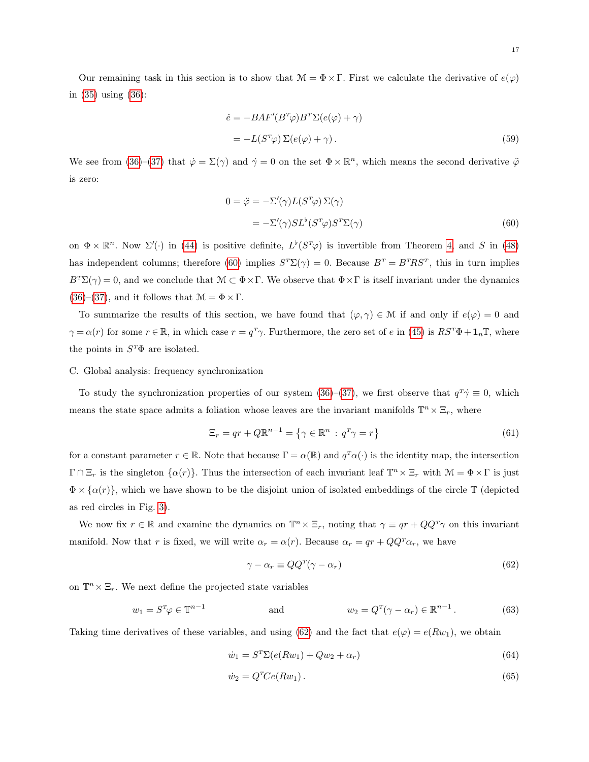Our remaining task in this section is to show that $\mathcal{M} = \Phi \times \Gamma$. First we calculate the derivative of $e(\varphi)$ in (35) using (36):

$$
\begin{aligned}
\dot{e} &= -BAF'(B^T\varphi)B^T\Sigma(e(\varphi)+\gamma) \\
&= -L(S^T\varphi)\,\Sigma(e(\varphi)+\gamma)\,.
\end{aligned}
\tag{59}
$$

We see from (36)–(37) that $\dot{\varphi} = \Sigma(\gamma)$ and $\dot{\gamma} = 0$ on the set $\Phi \times \mathbb{R}^n$, which means the second derivative $\ddot{\varphi}$ is zero:

$$
\begin{aligned}
0 = \ddot{\varphi} &= -\Sigma'(\gamma)L(S^T\varphi)\,\Sigma(\gamma) \\
&= -\Sigma'(\gamma)SL^\flat(S^T\varphi)S^T\Sigma(\gamma)
\end{aligned}
\tag{60}
$$

on $\Phi \times \mathbb{R}^n$. Now $\Sigma'(\cdot)$ in (44) is positive definite, $L^\flat(S^T\varphi)$ is invertible from Theorem 4 and $S$ in (48) has independent columns; therefore (60) implies $S^T\Sigma(\gamma) = 0$. Because $B^T = B^TRS^T$, this in turn implies $B^T\Sigma(\gamma) = 0$, and we conclude that $\mathcal{M} \subset \Phi \times \Gamma$. We observe that $\Phi \times \Gamma$ is itself invariant under the dynamics (36)–(37), and it follows that $\mathcal{M} = \Phi \times \Gamma$.

To summarize the results of this section, we have found that $(\varphi, \gamma) \in \mathcal{M}$ if and only if $e(\varphi) = 0$ and $\gamma = \alpha(r)$ for some $r \in \mathbb{R}$, in which case $r = q^T\gamma$. Furthermore, the zero set of $e$ in (45) is $RS^T\Phi + \mathbf{1}_n\mathbb{T}$, where the points in $S^T\Phi$ are isolated.

C. Global analysis: frequency synchronization

To study the synchronization properties of our system (36)–(37), we first observe that $q^T\dot{\gamma} \equiv 0$, which means the state space admits a foliation whose leaves are the invariant manifolds $\mathbb{T}^n \times \Xi_r$, where

$$
\Xi_r = qr + Q\mathbb{R}^{n-1} = \left\{ \gamma \in \mathbb{R}^n \,:\, q^T\gamma = r \right\}
\tag{61}
$$

for a constant parameter $r \in \mathbb{R}$. Note that because $\Gamma = \alpha(\mathbb{R})$ and $q^T\alpha(\cdot)$ is the identity map, the intersection $\Gamma \cap \Xi_r$ is the singleton $\{\alpha(r)\}$. Thus the intersection of each invariant leaf $\mathbb{T}^n \times \Xi_r$ with $\mathcal{M} = \Phi \times \Gamma$ is just $\Phi \times \{\alpha(r)\}$, which we have shown to be the disjoint union of isolated embeddings of the circle $\mathbb{T}$ (depicted as red circles in Fig. 3).

We now fix $r \in \mathbb{R}$ and examine the dynamics on $\mathbb{T}^n \times \Xi_r$, noting that $\gamma \equiv qr + QQ^T\gamma$ on this invariant manifold. Now that $r$ is fixed, we will write $\alpha_r = \alpha(r)$. Because $\alpha_r = qr + QQ^T\alpha_r$, we have

$$
\gamma - \alpha_r \equiv QQ^T(\gamma - \alpha_r)
\tag{62}
$$

on $\mathbb{T}^n \times \Xi_r$. We next define the projected state variables

$$
w_1 = S^T\varphi \in \mathbb{T}^{n-1} \qquad \text{and} \qquad w_2 = Q^T(\gamma - \alpha_r) \in \mathbb{R}^{n-1}\,.
\tag{63}
$$

Taking time derivatives of these variables, and using (62) and the fact that $e(\varphi) = e(Rw_1)$, we obtain

$$
\dot{w}_1 = S^T\Sigma(e(Rw_1) + Qw_2 + \alpha_r)
\tag{64}
$$

$$
\dot{w}_2 = Q^TCe(Rw_1)\,.
\tag{65}
$$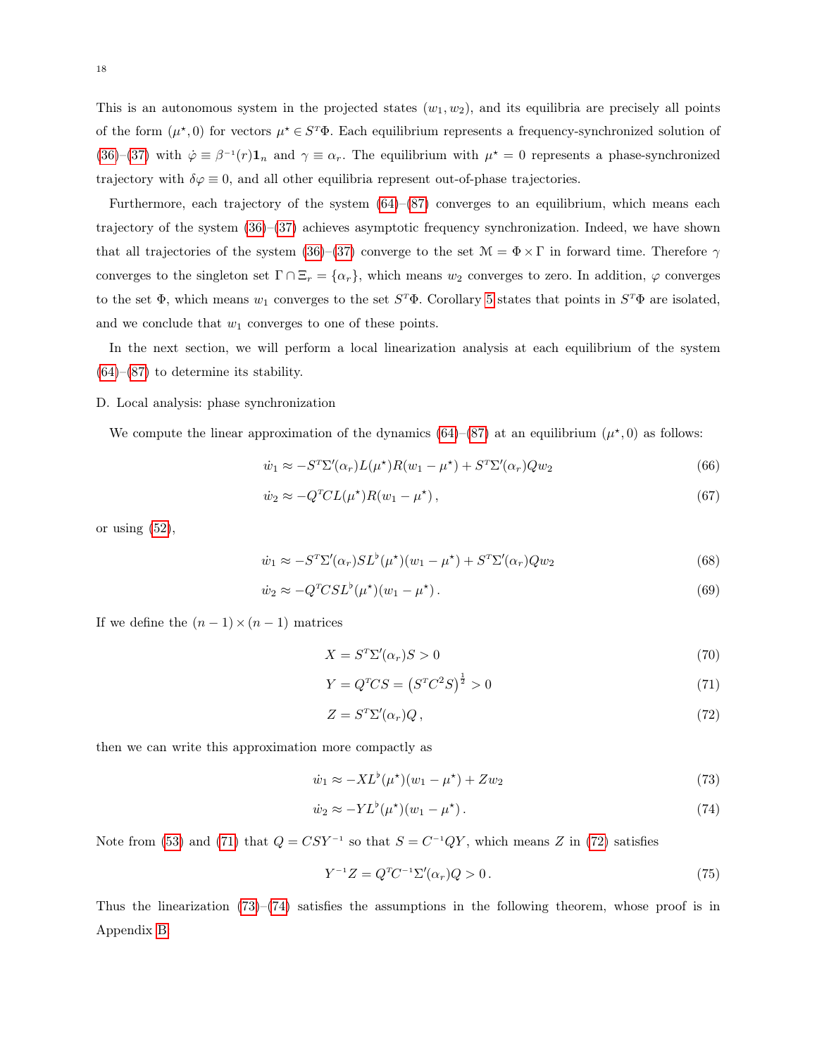This is an autonomous system in the projected states $(w_1, w_2)$, and its equilibria are precisely all points of the form $(\mu^\star, 0)$ for vectors $\mu^\star \in S^T\Phi$. Each equilibrium represents a frequency-synchronized solution of (36)–(37) with $\dot{\varphi} \equiv \beta^{-1}(r)\mathbf{1}_n$ and $\gamma \equiv \alpha_r$. The equilibrium with $\mu^\star = 0$ represents a phase-synchronized trajectory with $\delta\varphi \equiv 0$, and all other equilibria represent out-of-phase trajectories.

Furthermore, each trajectory of the system (64)–(87) converges to an equilibrium, which means each trajectory of the system (36)–(37) achieves asymptotic frequency synchronization. Indeed, we have shown that all trajectories of the system (36)–(37) converge to the set $\mathcal{M} = \Phi \times \Gamma$ in forward time. Therefore $\gamma$ converges to the singleton set $\Gamma \cap \Xi_r = \{\alpha_r\}$, which means $w_2$ converges to zero. In addition, $\varphi$ converges to the set $\Phi$, which means $w_1$ converges to the set $S^T\Phi$. Corollary 5 states that points in $S^T\Phi$ are isolated, and we conclude that $w_1$ converges to one of these points.

In the next section, we will perform a local linearization analysis at each equilibrium of the system (64)–(87) to determine its stability.

D. Local analysis: phase synchronization

We compute the linear approximation of the dynamics (64)–(87) at an equilibrium $(\mu^\star, 0)$ as follows:

$$\dot{w}_1 \approx -S^T\Sigma'(\alpha_r)L(\mu^\star)R(w_1 - \mu^\star) + S^T\Sigma'(\alpha_r)Qw_2 \tag{66}$$

$$\dot{w}_2 \approx -Q^TCL(\mu^\star)R(w_1 - \mu^\star)\,, \tag{67}$$

or using (52),

$$\dot{w}_1 \approx -S^T\Sigma'(\alpha_r)SL^\flat(\mu^\star)(w_1 - \mu^\star) + S^T\Sigma'(\alpha_r)Qw_2 \tag{68}$$

$$\dot{w}_2 \approx -Q^TCSL^\flat(\mu^\star)(w_1 - \mu^\star)\,. \tag{69}$$

If we define the $(n-1)\times(n-1)$ matrices

$$X = S^T\Sigma'(\alpha_r)S > 0 \tag{70}$$

$$Y = Q^TCS = \left(S^TC^2S\right)^{\frac{1}{2}} > 0 \tag{71}$$

$$Z = S^T\Sigma'(\alpha_r)Q\,, \tag{72}$$

then we can write this approximation more compactly as

$$\dot{w}_1 \approx -XL^\flat(\mu^\star)(w_1 - \mu^\star) + Zw_2 \tag{73}$$

$$\dot{w}_2 \approx -YL^\flat(\mu^\star)(w_1 - \mu^\star)\,. \tag{74}$$

Note from (53) and (71) that $Q = CSY^{-1}$ so that $S = C^{-1}QY$, which means $Z$ in (72) satisfies

$$Y^{-1}Z = Q^TC^{-1}\Sigma'(\alpha_r)Q > 0\,. \tag{75}$$

Thus the linearization (73)–(74) satisfies the assumptions in the following theorem, whose proof is in Appendix B.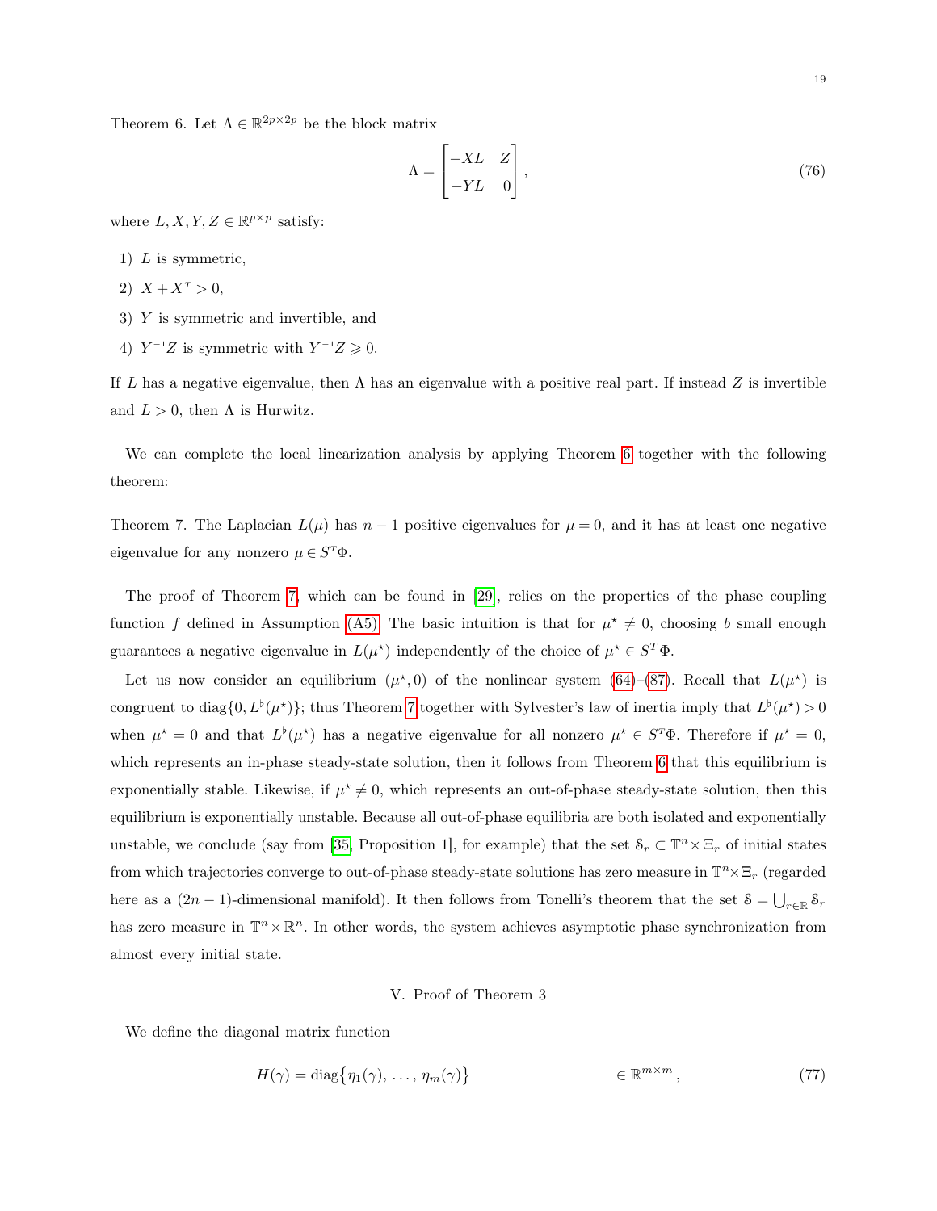Theorem 6. Let $\Lambda \in \mathbb{R}^{2p\times 2p}$ be the block matrix

$$\Lambda = \begin{bmatrix} -XL & Z \\ -YL & 0 \end{bmatrix}, \tag{76}$$

where $L, X, Y, Z \in \mathbb{R}^{p\times p}$ satisfy:

1) $L$ is symmetric,
2) $X + X^T > 0$,
3) $Y$ is symmetric and invertible, and
4) $Y^{-1}Z$ is symmetric with $Y^{-1}Z \geqslant 0$.

If $L$ has a negative eigenvalue, then $\Lambda$ has an eigenvalue with a positive real part. If instead $Z$ is invertible and $L > 0$, then $\Lambda$ is Hurwitz.

We can complete the local linearization analysis by applying Theorem 6 together with the following theorem:

Theorem 7. The Laplacian $L(\mu)$ has $n-1$ positive eigenvalues for $\mu = 0$, and it has at least one negative eigenvalue for any nonzero $\mu \in S^T\Phi$.

The proof of Theorem 7, which can be found in [29], relies on the properties of the phase coupling function $f$ defined in Assumption (A5). The basic intuition is that for $\mu^\star \neq 0$, choosing $b$ small enough guarantees a negative eigenvalue in $L(\mu^\star)$ independently of the choice of $\mu^\star \in S^T\Phi$.

Let us now consider an equilibrium $(\mu^\star, 0)$ of the nonlinear system (64)–(87). Recall that $L(\mu^\star)$ is congruent to $\mathrm{diag}\{0, L^\flat(\mu^\star)\}$; thus Theorem 7 together with Sylvester's law of inertia imply that $L^\flat(\mu^\star) > 0$ when $\mu^\star = 0$ and that $L^\flat(\mu^\star)$ has a negative eigenvalue for all nonzero $\mu^\star \in S^T\Phi$. Therefore if $\mu^\star = 0$, which represents an in-phase steady-state solution, then it follows from Theorem 6 that this equilibrium is exponentially stable. Likewise, if $\mu^\star \neq 0$, which represents an out-of-phase steady-state solution, then this equilibrium is exponentially unstable. Because all out-of-phase equilibria are both isolated and exponentially unstable, we conclude (say from [35, Proposition 1], for example) that the set $\mathcal{S}_r \subset \mathbb{T}^n \times \Xi_r$ of initial states from which trajectories converge to out-of-phase steady-state solutions has zero measure in $\mathbb{T}^n \times \Xi_r$ (regarded here as a $(2n-1)$-dimensional manifold). It then follows from Tonelli's theorem that the set $\mathcal{S} = \bigcup_{r\in\mathbb{R}} \mathcal{S}_r$ has zero measure in $\mathbb{T}^n \times \mathbb{R}^n$. In other words, the system achieves asymptotic phase synchronization from almost every initial state.

## V. Proof of Theorem 3

We define the diagonal matrix function

$$H(\gamma) = \mathrm{diag}\{\eta_1(\gamma), \ldots, \eta_m(\gamma)\} \qquad\qquad \in \mathbb{R}^{m\times m}, \tag{77}$$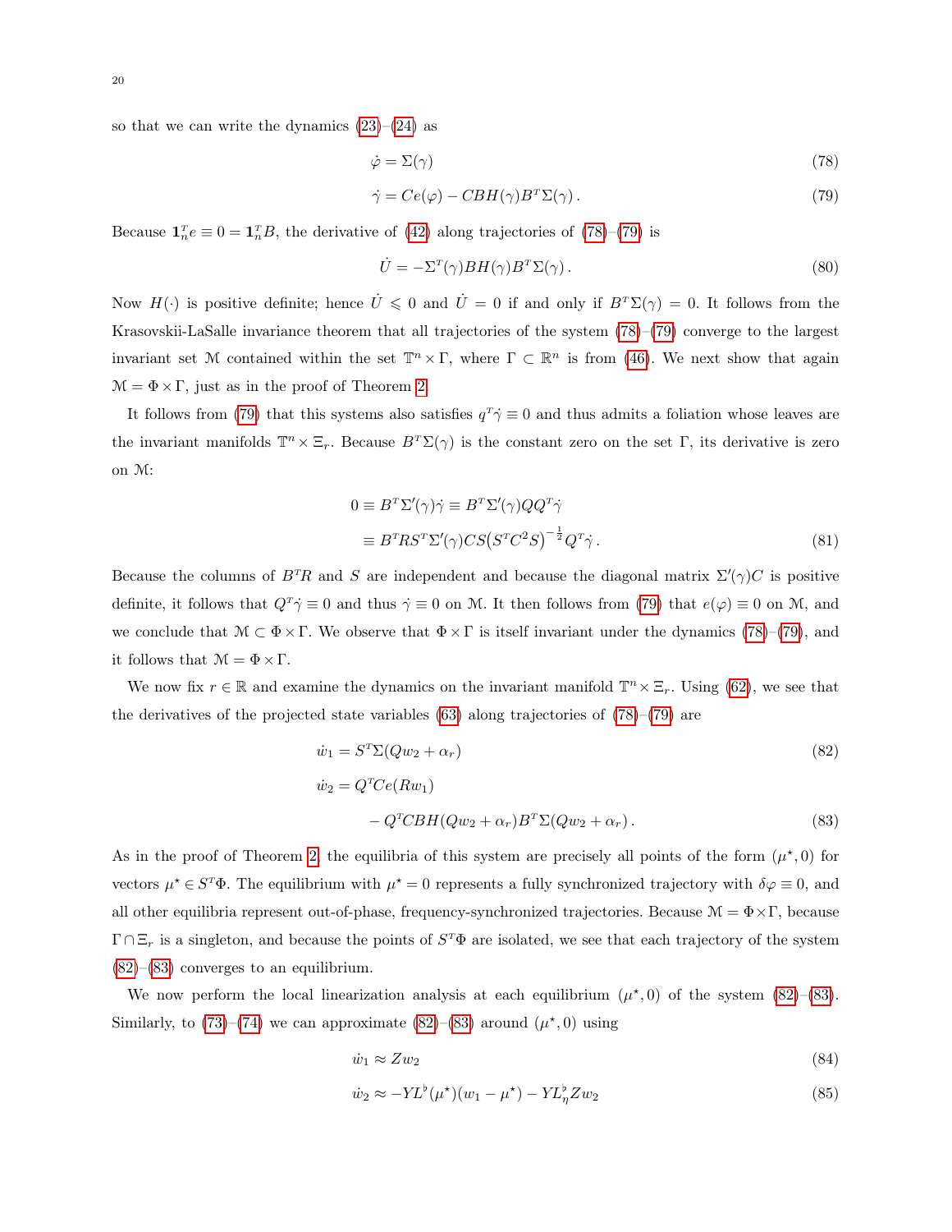so that we can write the dynamics (23)–(24) as

$$\dot{\varphi} = \Sigma(\gamma) \tag{78}$$

$$\dot{\gamma} = Ce(\varphi) - CBH(\gamma)B^T\Sigma(\gamma)\,. \tag{79}$$

Because $\mathbf{1}_n^T e \equiv 0 = \mathbf{1}_n^T B$, the derivative of (42) along trajectories of (78)–(79) is

$$\dot{U} = -\Sigma^T(\gamma)BH(\gamma)B^T\Sigma(\gamma)\,. \tag{80}$$

Now $H(\cdot)$ is positive definite; hence $\dot{U} \leqslant 0$ and $\dot{U} = 0$ if and only if $B^T\Sigma(\gamma) = 0$. It follows from the Krasovskii-LaSalle invariance theorem that all trajectories of the system (78)–(79) converge to the largest invariant set $\mathcal{M}$ contained within the set $\mathbb{T}^n \times \Gamma$, where $\Gamma \subset \mathbb{R}^n$ is from (46). We next show that again $\mathcal{M} = \Phi \times \Gamma$, just as in the proof of Theorem 2.

It follows from (79) that this systems also satisfies $q^T\dot{\gamma} \equiv 0$ and thus admits a foliation whose leaves are the invariant manifolds $\mathbb{T}^n \times \Xi_r$. Because $B^T\Sigma(\gamma)$ is the constant zero on the set $\Gamma$, its derivative is zero on $\mathcal{M}$:

$$\begin{aligned}
0 &\equiv B^T\Sigma'(\gamma)\dot{\gamma} \equiv B^T\Sigma'(\gamma)QQ^T\dot{\gamma} \\
&\equiv B^TRS^T\Sigma'(\gamma)CS\big(S^TC^2S\big)^{-\frac{1}{2}}Q^T\dot{\gamma}\,.
\end{aligned} \tag{81}$$

Because the columns of $B^TR$ and $S$ are independent and because the diagonal matrix $\Sigma'(\gamma)C$ is positive definite, it follows that $Q^T\dot{\gamma} \equiv 0$ and thus $\dot{\gamma} \equiv 0$ on $\mathcal{M}$. It then follows from (79) that $e(\varphi) \equiv 0$ on $\mathcal{M}$, and we conclude that $\mathcal{M} \subset \Phi \times \Gamma$. We observe that $\Phi \times \Gamma$ is itself invariant under the dynamics (78)–(79), and it follows that $\mathcal{M} = \Phi \times \Gamma$.

We now fix $r \in \mathbb{R}$ and examine the dynamics on the invariant manifold $\mathbb{T}^n \times \Xi_r$. Using (62), we see that the derivatives of the projected state variables (63) along trajectories of (78)–(79) are

$$\dot{w}_1 = S^T\Sigma(Qw_2 + \alpha_r) \tag{82}$$

$$\begin{aligned}
\dot{w}_2 &= Q^TCe(Rw_1) \\
&\quad - Q^TCBH(Qw_2 + \alpha_r)B^T\Sigma(Qw_2 + \alpha_r)\,.
\end{aligned} \tag{83}$$

As in the proof of Theorem 2, the equilibria of this system are precisely all points of the form $(\mu^\star, 0)$ for vectors $\mu^\star \in S^T\Phi$. The equilibrium with $\mu^\star = 0$ represents a fully synchronized trajectory with $\delta\varphi \equiv 0$, and all other equilibria represent out-of-phase, frequency-synchronized trajectories. Because $\mathcal{M} = \Phi \times \Gamma$, because $\Gamma \cap \Xi_r$ is a singleton, and because the points of $S^T\Phi$ are isolated, we see that each trajectory of the system (82)–(83) converges to an equilibrium.

We now perform the local linearization analysis at each equilibrium $(\mu^\star, 0)$ of the system (82)–(83). Similarly, to (73)–(74) we can approximate (82)–(83) around $(\mu^\star, 0)$ using

$$\dot{w}_1 \approx Zw_2 \tag{84}$$

$$\dot{w}_2 \approx -YL^\flat(\mu^\star)(w_1 - \mu^\star) - YL^\flat_\eta Zw_2 \tag{85}$$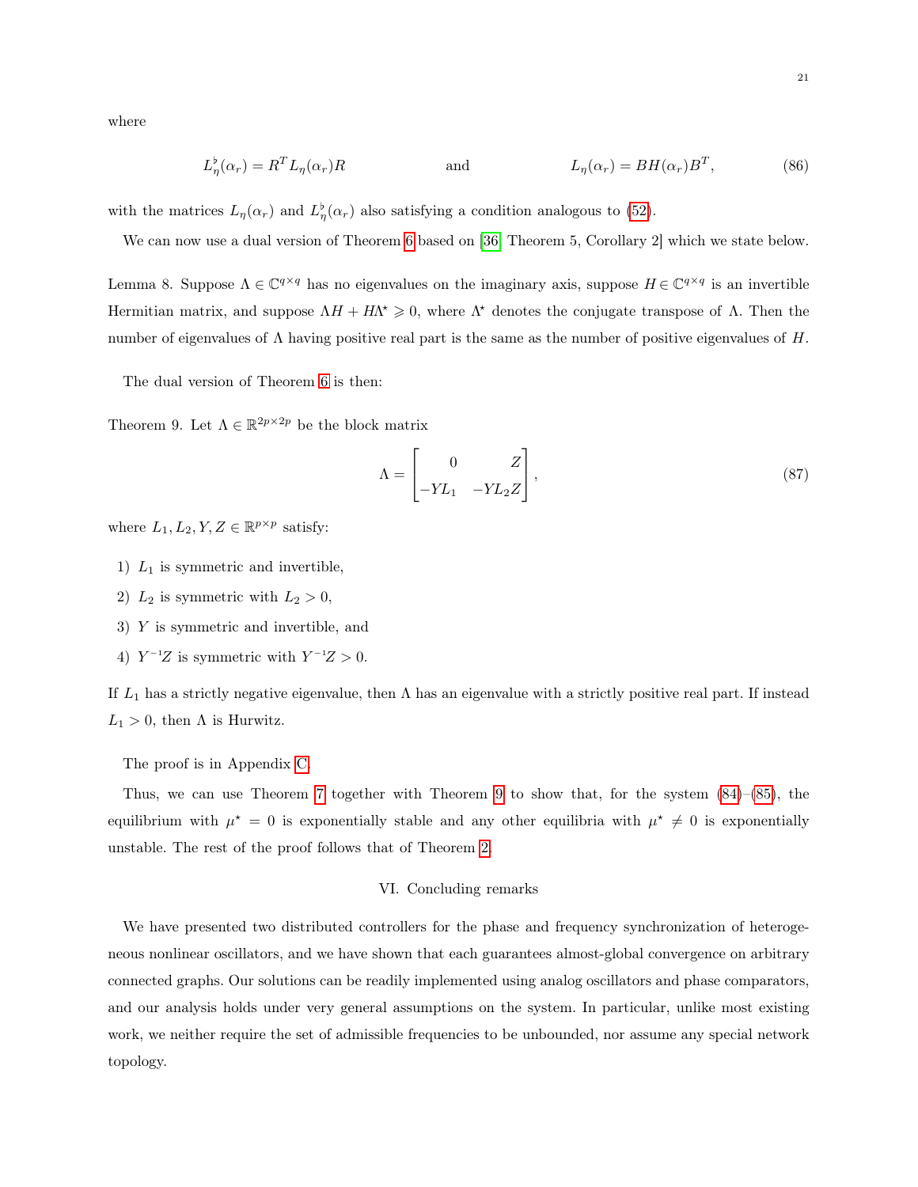where

$$L^\flat_\eta(\alpha_r) = R^T L_\eta(\alpha_r) R \qquad\qquad \text{and} \qquad\qquad L_\eta(\alpha_r) = BH(\alpha_r)B^T, \tag{86}$$

with the matrices $L_\eta(\alpha_r)$ and $L^\flat_\eta(\alpha_r)$ also satisfying a condition analogous to (52).

We can now use a dual version of Theorem 6 based on [36, Theorem 5, Corollary 2] which we state below.

Lemma 8. Suppose $\Lambda \in \mathbb{C}^{q\times q}$ has no eigenvalues on the imaginary axis, suppose $H \in \mathbb{C}^{q\times q}$ is an invertible Hermitian matrix, and suppose $\Lambda H + H\Lambda^\star \geqslant 0$, where $\Lambda^\star$ denotes the conjugate transpose of $\Lambda$. Then the number of eigenvalues of $\Lambda$ having positive real part is the same as the number of positive eigenvalues of $H$.

The dual version of Theorem 6 is then:

Theorem 9. Let $\Lambda \in \mathbb{R}^{2p\times 2p}$ be the block matrix

$$\Lambda = \begin{bmatrix} 0 & Z \\ -YL_1 & -YL_2Z \end{bmatrix}, \tag{87}$$

where $L_1, L_2, Y, Z \in \mathbb{R}^{p\times p}$ satisfy:

1) $L_1$ is symmetric and invertible,
2) $L_2$ is symmetric with $L_2 > 0$,
3) $Y$ is symmetric and invertible, and
4) $Y^{-1}Z$ is symmetric with $Y^{-1}Z > 0$.

If $L_1$ has a strictly negative eigenvalue, then $\Lambda$ has an eigenvalue with a strictly positive real part. If instead $L_1 > 0$, then $\Lambda$ is Hurwitz.

The proof is in Appendix C.

Thus, we can use Theorem 7 together with Theorem 9 to show that, for the system (84)–(85), the equilibrium with $\mu^\star = 0$ is exponentially stable and any other equilibria with $\mu^\star \neq 0$ is exponentially unstable. The rest of the proof follows that of Theorem 2.

## VI. Concluding remarks

We have presented two distributed controllers for the phase and frequency synchronization of heterogeneous nonlinear oscillators, and we have shown that each guarantees almost-global convergence on arbitrary connected graphs. Our solutions can be readily implemented using analog oscillators and phase comparators, and our analysis holds under very general assumptions on the system. In particular, unlike most existing work, we neither require the set of admissible frequencies to be unbounded, nor assume any special network topology.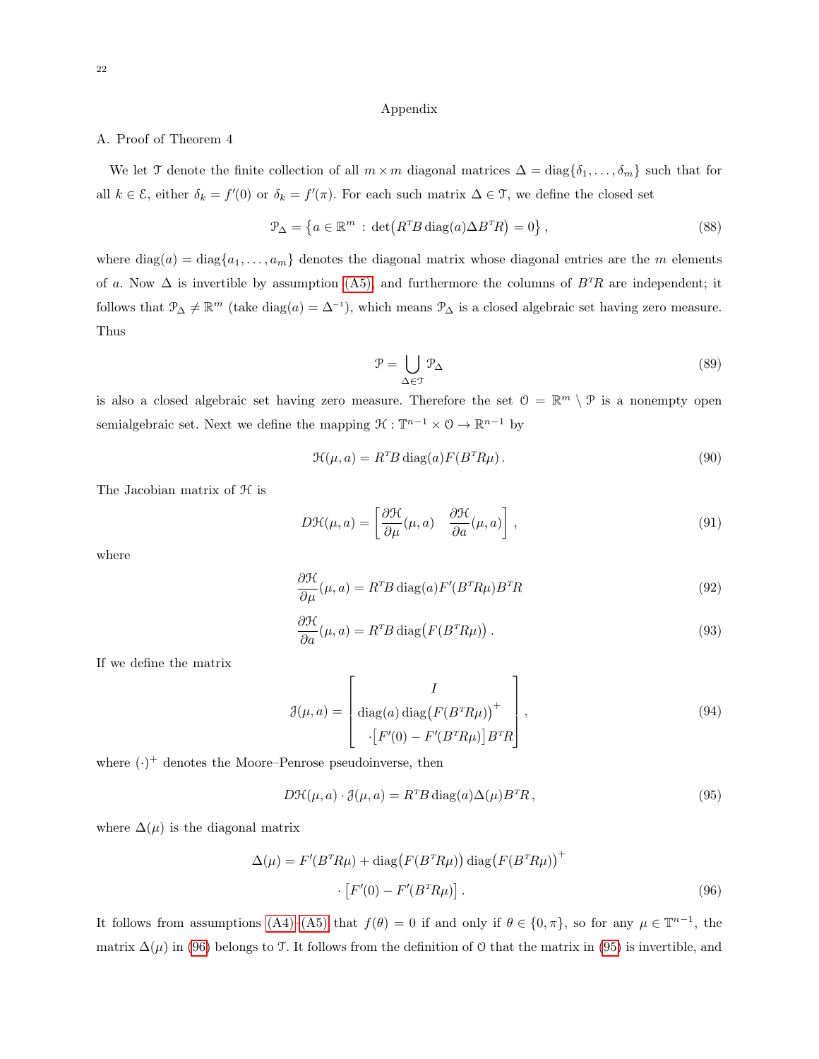## Appendix

### A. Proof of Theorem 4

We let $\mathcal{T}$ denote the finite collection of all $m \times m$ diagonal matrices $\Delta = \operatorname{diag}\{\delta_1, \ldots, \delta_m\}$ such that for all $k \in \mathcal{E}$, either $\delta_k = f'(0)$ or $\delta_k = f'(\pi)$. For each such matrix $\Delta \in \mathcal{T}$, we define the closed set

$$\mathcal{P}_\Delta = \left\{ a \in \mathbb{R}^m \,:\, \det\!\big(R^T B \operatorname{diag}(a) \Delta B^T R\big) = 0 \right\}, \tag{88}$$

where $\operatorname{diag}(a) = \operatorname{diag}\{a_1, \ldots, a_m\}$ denotes the diagonal matrix whose diagonal entries are the $m$ elements of $a$. Now $\Delta$ is invertible by assumption (A5), and furthermore the columns of $B^T R$ are independent; it follows that $\mathcal{P}_\Delta \neq \mathbb{R}^m$ (take $\operatorname{diag}(a) = \Delta^{-1}$), which means $\mathcal{P}_\Delta$ is a closed algebraic set having zero measure. Thus

$$\mathcal{P} = \bigcup_{\Delta \in \mathcal{T}} \mathcal{P}_\Delta \tag{89}$$

is also a closed algebraic set having zero measure. Therefore the set $\mathcal{O} = \mathbb{R}^m \setminus \mathcal{P}$ is a nonempty open semialgebraic set. Next we define the mapping $\mathcal{H} : \mathbb{T}^{n-1} \times \mathcal{O} \to \mathbb{R}^{n-1}$ by

$$\mathcal{H}(\mu, a) = R^T B \operatorname{diag}(a) F(B^T R \mu). \tag{90}$$

The Jacobian matrix of $\mathcal{H}$ is

$$D\mathcal{H}(\mu, a) = \left[ \frac{\partial \mathcal{H}}{\partial \mu}(\mu, a) \quad \frac{\partial \mathcal{H}}{\partial a}(\mu, a) \right], \tag{91}$$

where

$$\frac{\partial \mathcal{H}}{\partial \mu}(\mu, a) = R^T B \operatorname{diag}(a) F'(B^T R \mu) B^T R \tag{92}$$

$$\frac{\partial \mathcal{H}}{\partial a}(\mu, a) = R^T B \operatorname{diag}\!\big(F(B^T R \mu)\big). \tag{93}$$

If we define the matrix

$$\mathcal{J}(\mu, a) = \begin{bmatrix} I \\ \operatorname{diag}(a) \operatorname{diag}\!\big(F(B^T R \mu)\big)^+ \\ \cdot \big[F'(0) - F'(B^T R \mu)\big] B^T R \end{bmatrix}, \tag{94}$$

where $(\cdot)^+$ denotes the Moore–Penrose pseudoinverse, then

$$D\mathcal{H}(\mu, a) \cdot \mathcal{J}(\mu, a) = R^T B \operatorname{diag}(a) \Delta(\mu) B^T R, \tag{95}$$

where $\Delta(\mu)$ is the diagonal matrix

$$\begin{aligned} \Delta(\mu) = F'(B^T R \mu) &+ \operatorname{diag}\!\big(F(B^T R \mu)\big) \operatorname{diag}\!\big(F(B^T R \mu)\big)^+ \\ &\cdot \big[F'(0) - F'(B^T R \mu)\big]. \end{aligned} \tag{96}$$

It follows from assumptions (A4)–(A5) that $f(\theta) = 0$ if and only if $\theta \in \{0, \pi\}$, so for any $\mu \in \mathbb{T}^{n-1}$, the matrix $\Delta(\mu)$ in (96) belongs to $\mathcal{T}$. It follows from the definition of $\mathcal{O}$ that the matrix in (95) is invertible, and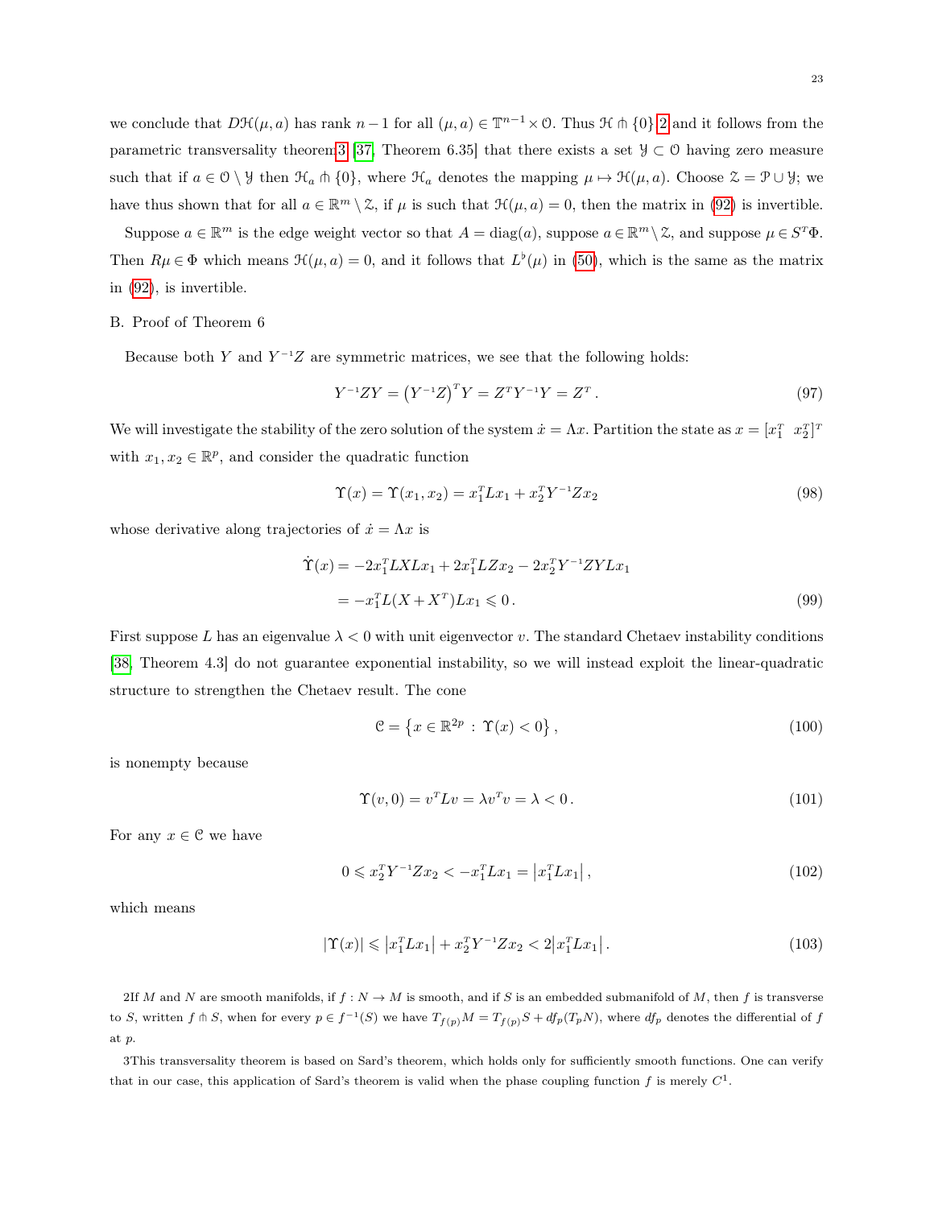we conclude that $D\mathcal{H}(\mu, a)$ has rank $n-1$ for all $(\mu, a) \in \mathbb{T}^{n-1} \times \mathcal{O}$. Thus $\mathcal{H} \pitchfork \{0\}$ [2] and it follows from the parametric transversality theorem[3] [37, Theorem 6.35] that there exists a set $\mathcal{Y} \subset \mathcal{O}$ having zero measure such that if $a \in \mathcal{O} \setminus \mathcal{Y}$ then $\mathcal{H}_a \pitchfork \{0\}$, where $\mathcal{H}_a$ denotes the mapping $\mu \mapsto \mathcal{H}(\mu, a)$. Choose $\mathcal{Z} = \mathcal{P} \cup \mathcal{Y}$; we have thus shown that for all $a \in \mathbb{R}^m \setminus \mathcal{Z}$, if $\mu$ is such that $\mathcal{H}(\mu, a) = 0$, then the matrix in (92) is invertible.

Suppose $a \in \mathbb{R}^m$ is the edge weight vector so that $A = \text{diag}(a)$, suppose $a \in \mathbb{R}^m \setminus \mathcal{Z}$, and suppose $\mu \in S^T\Phi$. Then $R\mu \in \Phi$ which means $\mathcal{H}(\mu, a) = 0$, and it follows that $L^\flat(\mu)$ in (50), which is the same as the matrix in (92), is invertible.

B. Proof of Theorem 6

Because both $Y$ and $Y^{-1}Z$ are symmetric matrices, we see that the following holds:

$$Y^{-1}ZY = \left(Y^{-1}Z\right)^T Y = Z^T Y^{-1} Y = Z^T. \tag{97}$$

We will investigate the stability of the zero solution of the system $\dot{x} = \Lambda x$. Partition the state as $x = [x_1^T \;\; x_2^T]^T$ with $x_1, x_2 \in \mathbb{R}^p$, and consider the quadratic function

$$\Upsilon(x) = \Upsilon(x_1, x_2) = x_1^T L x_1 + x_2^T Y^{-1} Z x_2 \tag{98}$$

whose derivative along trajectories of $\dot{x} = \Lambda x$ is

$$\begin{aligned}\dot{\Upsilon}(x) &= -2x_1^T LXLx_1 + 2x_1^T LZx_2 - 2x_2^T Y^{-1}ZYLx_1 \\ &= -x_1^T L(X + X^T)Lx_1 \leqslant 0.\end{aligned} \tag{99}$$

First suppose $L$ has an eigenvalue $\lambda < 0$ with unit eigenvector $v$. The standard Chetaev instability conditions [38, Theorem 4.3] do not guarantee exponential instability, so we will instead exploit the linear-quadratic structure to strengthen the Chetaev result. The cone

$$\mathcal{C} = \left\{x \in \mathbb{R}^{2p} \,:\, \Upsilon(x) < 0\right\}, \tag{100}$$

is nonempty because

$$\Upsilon(v, 0) = v^T L v = \lambda v^T v = \lambda < 0. \tag{101}$$

For any $x \in \mathcal{C}$ we have

$$0 \leqslant x_2^T Y^{-1} Z x_2 < -x_1^T L x_1 = \left|x_1^T L x_1\right|, \tag{102}$$

which means

$$|\Upsilon(x)| \leqslant \left|x_1^T L x_1\right| + x_2^T Y^{-1} Z x_2 < 2\left|x_1^T L x_1\right|. \tag{103}$$

2If $M$ and $N$ are smooth manifolds, if $f : N \to M$ is smooth, and if $S$ is an embedded submanifold of $M$, then $f$ is transverse to $S$, written $f \pitchfork S$, when for every $p \in f^{-1}(S)$ we have $T_{f(p)}M = T_{f(p)}S + df_p(T_pN)$, where $df_p$ denotes the differential of $f$ at $p$.

3This transversality theorem is based on Sard's theorem, which holds only for sufficiently smooth functions. One can verify that in our case, this application of Sard's theorem is valid when the phase coupling function $f$ is merely $C^1$.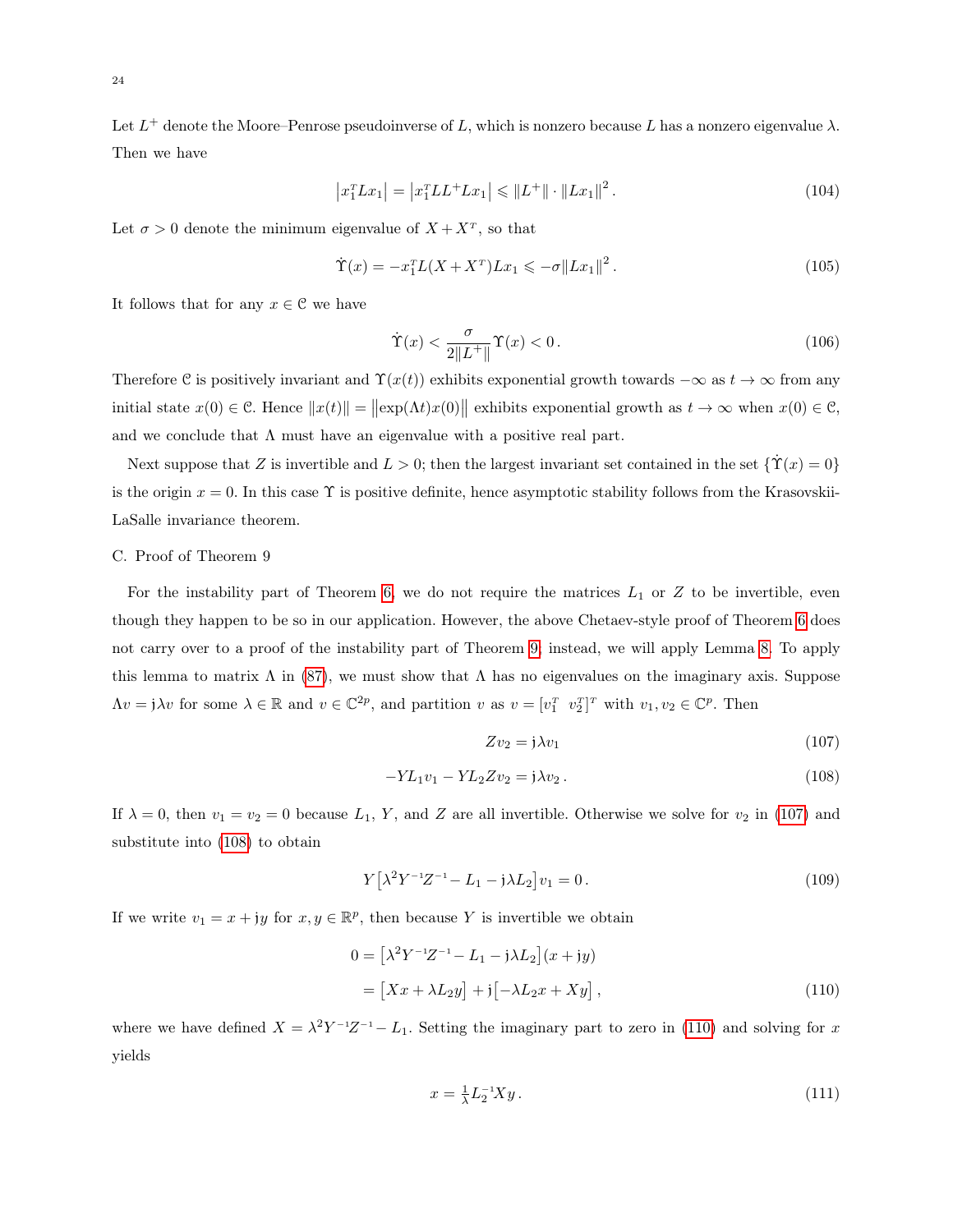Let $L^+$ denote the Moore–Penrose pseudoinverse of $L$, which is nonzero because $L$ has a nonzero eigenvalue $\lambda$. Then we have

$$\left|x_1^T L x_1\right| = \left|x_1^T L L^+ L x_1\right| \leqslant \|L^+\| \cdot \|L x_1\|^2 . \tag{104}$$

Let $\sigma > 0$ denote the minimum eigenvalue of $X + X^T$, so that

$$\dot{\Upsilon}(x) = -x_1^T L (X + X^T) L x_1 \leqslant -\sigma \|L x_1\|^2 . \tag{105}$$

It follows that for any $x \in \mathcal{C}$ we have

$$\dot{\Upsilon}(x) < \frac{\sigma}{2\|L^+\|} \Upsilon(x) < 0 . \tag{106}$$

Therefore $\mathcal{C}$ is positively invariant and $\Upsilon(x(t))$ exhibits exponential growth towards $-\infty$ as $t \to \infty$ from any initial state $x(0) \in \mathcal{C}$. Hence $\|x(t)\| = \left\|\exp(\Lambda t) x(0)\right\|$ exhibits exponential growth as $t \to \infty$ when $x(0) \in \mathcal{C}$, and we conclude that $\Lambda$ must have an eigenvalue with a positive real part.

Next suppose that $Z$ is invertible and $L > 0$; then the largest invariant set contained in the set $\{\dot{\Upsilon}(x) = 0\}$ is the origin $x = 0$. In this case $\Upsilon$ is positive definite, hence asymptotic stability follows from the Krasovskii-LaSalle invariance theorem.

C. Proof of Theorem 9

For the instability part of Theorem 6, we do not require the matrices $L_1$ or $Z$ to be invertible, even though they happen to be so in our application. However, the above Chetaev-style proof of Theorem 6 does not carry over to a proof of the instability part of Theorem 9; instead, we will apply Lemma 8. To apply this lemma to matrix $\Lambda$ in (87), we must show that $\Lambda$ has no eigenvalues on the imaginary axis. Suppose $\Lambda v = \mathrm{j}\lambda v$ for some $\lambda \in \mathbb{R}$ and $v \in \mathbb{C}^{2p}$, and partition $v$ as $v = [v_1^T \;\; v_2^T]^T$ with $v_1, v_2 \in \mathbb{C}^p$. Then

$$Z v_2 = \mathrm{j}\lambda v_1 \tag{107}$$

$$-Y L_1 v_1 - Y L_2 Z v_2 = \mathrm{j}\lambda v_2 . \tag{108}$$

If $\lambda = 0$, then $v_1 = v_2 = 0$ because $L_1$, $Y$, and $Z$ are all invertible. Otherwise we solve for $v_2$ in (107) and substitute into (108) to obtain

$$Y\left[\lambda^2 Y^{-1} Z^{-1} - L_1 - \mathrm{j}\lambda L_2\right] v_1 = 0 . \tag{109}$$

If we write $v_1 = x + \mathrm{j}y$ for $x, y \in \mathbb{R}^p$, then because $Y$ is invertible we obtain

$$\begin{aligned} 0 &= \left[\lambda^2 Y^{-1} Z^{-1} - L_1 - \mathrm{j}\lambda L_2\right](x + \mathrm{j}y) \\ &= \left[X x + \lambda L_2 y\right] + \mathrm{j}\left[-\lambda L_2 x + X y\right] , \end{aligned} \tag{110}$$

where we have defined $X = \lambda^2 Y^{-1} Z^{-1} - L_1$. Setting the imaginary part to zero in (110) and solving for $x$ yields

$$x = \tfrac{1}{\lambda} L_2^{-1} X y . \tag{111}$$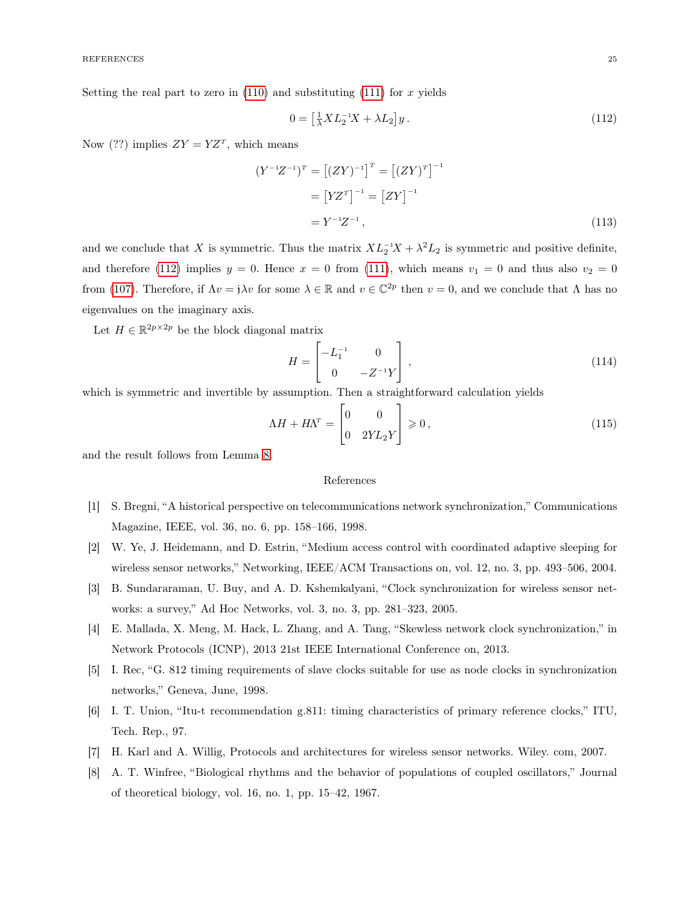Setting the real part to zero in (110) and substituting (111) for $x$ yields

$$0 = \left[\tfrac{1}{\lambda} X L_2^{-1} X + \lambda L_2\right] y \,. \tag{112}$$

Now (??) implies $ZY = YZ^T$, which means

$$\begin{aligned}
(Y^{-1}Z^{-1})^T &= \left[(ZY)^{-1}\right]^T = \left[(ZY)^T\right]^{-1} \\
&= \left[YZ^T\right]^{-1} = \left[ZY\right]^{-1} \\
&= Y^{-1}Z^{-1} \,,
\end{aligned} \tag{113}$$

and we conclude that $X$ is symmetric. Thus the matrix $XL_2^{-1}X + \lambda^2 L_2$ is symmetric and positive definite, and therefore (112) implies $y = 0$. Hence $x = 0$ from (111), which means $v_1 = 0$ and thus also $v_2 = 0$ from (107). Therefore, if $\Lambda v = \mathrm{j}\lambda v$ for some $\lambda \in \mathbb{R}$ and $v \in \mathbb{C}^{2p}$ then $v = 0$, and we conclude that $\Lambda$ has no eigenvalues on the imaginary axis.

Let $H \in \mathbb{R}^{2p \times 2p}$ be the block diagonal matrix

$$H = \begin{bmatrix} -L_1^{-1} & 0 \\ 0 & -Z^{-1}Y \end{bmatrix} , \tag{114}$$

which is symmetric and invertible by assumption. Then a straightforward calculation yields

$$\Lambda H + H \Lambda^T = \begin{bmatrix} 0 & 0 \\ 0 & 2YL_2Y \end{bmatrix} \geqslant 0 \,, \tag{115}$$

and the result follows from Lemma 8.

## References

[1] S. Bregni, "A historical perspective on telecommunications network synchronization," Communications Magazine, IEEE, vol. 36, no. 6, pp. 158–166, 1998.

[2] W. Ye, J. Heidemann, and D. Estrin, "Medium access control with coordinated adaptive sleeping for wireless sensor networks," Networking, IEEE/ACM Transactions on, vol. 12, no. 3, pp. 493–506, 2004.

[3] B. Sundararaman, U. Buy, and A. D. Kshemkalyani, "Clock synchronization for wireless sensor networks: a survey," Ad Hoc Networks, vol. 3, no. 3, pp. 281–323, 2005.

[4] E. Mallada, X. Meng, M. Hack, L. Zhang, and A. Tang, "Skewless network clock synchronization," in Network Protocols (ICNP), 2013 21st IEEE International Conference on, 2013.

[5] I. Rec, "G. 812 timing requirements of slave clocks suitable for use as node clocks in synchronization networks," Geneva, June, 1998.

[6] I. T. Union, "Itu-t recommendation g.811: timing characteristics of primary reference clocks," ITU, Tech. Rep., 97.

[7] H. Karl and A. Willig, Protocols and architectures for wireless sensor networks. Wiley. com, 2007.

[8] A. T. Winfree, "Biological rhythms and the behavior of populations of coupled oscillators," Journal of theoretical biology, vol. 16, no. 1, pp. 15–42, 1967.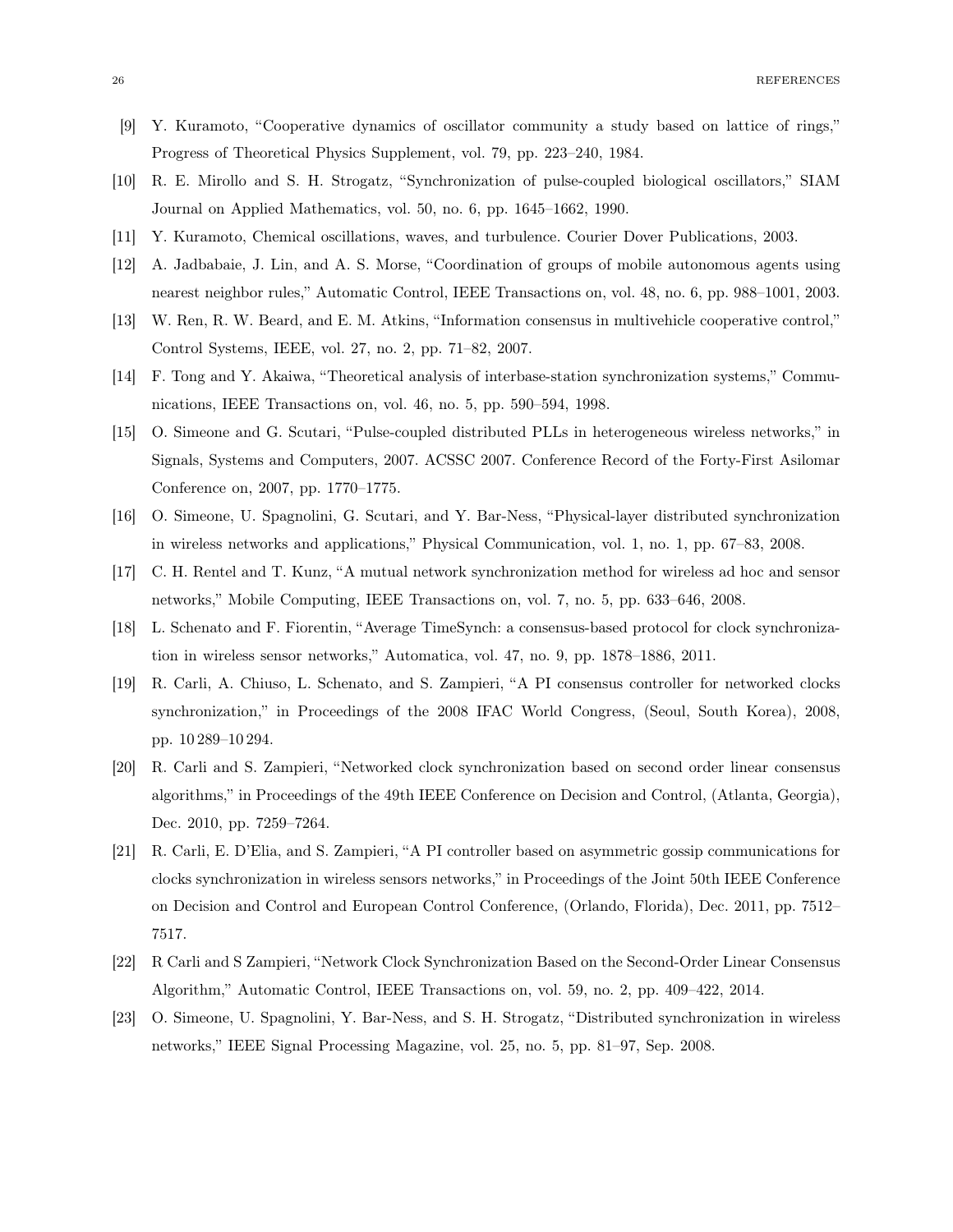[9] Y. Kuramoto, "Cooperative dynamics of oscillator community a study based on lattice of rings," Progress of Theoretical Physics Supplement, vol. 79, pp. 223–240, 1984.

[10] R. E. Mirollo and S. H. Strogatz, "Synchronization of pulse-coupled biological oscillators," SIAM Journal on Applied Mathematics, vol. 50, no. 6, pp. 1645–1662, 1990.

[11] Y. Kuramoto, Chemical oscillations, waves, and turbulence. Courier Dover Publications, 2003.

[12] A. Jadbabaie, J. Lin, and A. S. Morse, "Coordination of groups of mobile autonomous agents using nearest neighbor rules," Automatic Control, IEEE Transactions on, vol. 48, no. 6, pp. 988–1001, 2003.

[13] W. Ren, R. W. Beard, and E. M. Atkins, "Information consensus in multivehicle cooperative control," Control Systems, IEEE, vol. 27, no. 2, pp. 71–82, 2007.

[14] F. Tong and Y. Akaiwa, "Theoretical analysis of interbase-station synchronization systems," Communications, IEEE Transactions on, vol. 46, no. 5, pp. 590–594, 1998.

[15] O. Simeone and G. Scutari, "Pulse-coupled distributed PLLs in heterogeneous wireless networks," in Signals, Systems and Computers, 2007. ACSSC 2007. Conference Record of the Forty-First Asilomar Conference on, 2007, pp. 1770–1775.

[16] O. Simeone, U. Spagnolini, G. Scutari, and Y. Bar-Ness, "Physical-layer distributed synchronization in wireless networks and applications," Physical Communication, vol. 1, no. 1, pp. 67–83, 2008.

[17] C. H. Rentel and T. Kunz, "A mutual network synchronization method for wireless ad hoc and sensor networks," Mobile Computing, IEEE Transactions on, vol. 7, no. 5, pp. 633–646, 2008.

[18] L. Schenato and F. Fiorentin, "Average TimeSynch: a consensus-based protocol for clock synchronization in wireless sensor networks," Automatica, vol. 47, no. 9, pp. 1878–1886, 2011.

[19] R. Carli, A. Chiuso, L. Schenato, and S. Zampieri, "A PI consensus controller for networked clocks synchronization," in Proceedings of the 2008 IFAC World Congress, (Seoul, South Korea), 2008, pp. 10 289–10 294.

[20] R. Carli and S. Zampieri, "Networked clock synchronization based on second order linear consensus algorithms," in Proceedings of the 49th IEEE Conference on Decision and Control, (Atlanta, Georgia), Dec. 2010, pp. 7259–7264.

[21] R. Carli, E. D'Elia, and S. Zampieri, "A PI controller based on asymmetric gossip communications for clocks synchronization in wireless sensors networks," in Proceedings of the Joint 50th IEEE Conference on Decision and Control and European Control Conference, (Orlando, Florida), Dec. 2011, pp. 7512–7517.

[22] R Carli and S Zampieri, "Network Clock Synchronization Based on the Second-Order Linear Consensus Algorithm," Automatic Control, IEEE Transactions on, vol. 59, no. 2, pp. 409–422, 2014.

[23] O. Simeone, U. Spagnolini, Y. Bar-Ness, and S. H. Strogatz, "Distributed synchronization in wireless networks," IEEE Signal Processing Magazine, vol. 25, no. 5, pp. 81–97, Sep. 2008.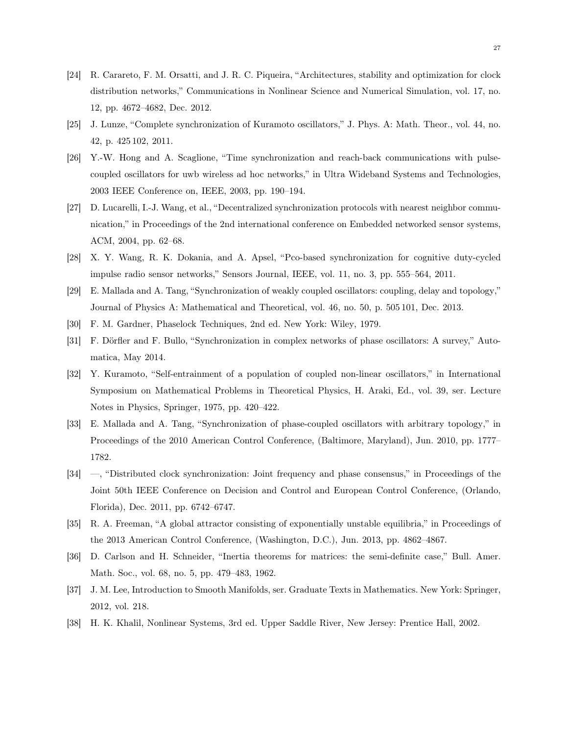[24] R. Carareto, F. M. Orsatti, and J. R. C. Piqueira, "Architectures, stability and optimization for clock distribution networks," Communications in Nonlinear Science and Numerical Simulation, vol. 17, no. 12, pp. 4672–4682, Dec. 2012.

[25] J. Lunze, "Complete synchronization of Kuramoto oscillators," J. Phys. A: Math. Theor., vol. 44, no. 42, p. 425 102, 2011.

[26] Y.-W. Hong and A. Scaglione, "Time synchronization and reach-back communications with pulse-coupled oscillators for uwb wireless ad hoc networks," in Ultra Wideband Systems and Technologies, 2003 IEEE Conference on, IEEE, 2003, pp. 190–194.

[27] D. Lucarelli, I.-J. Wang, et al., "Decentralized synchronization protocols with nearest neighbor communication," in Proceedings of the 2nd international conference on Embedded networked sensor systems, ACM, 2004, pp. 62–68.

[28] X. Y. Wang, R. K. Dokania, and A. Apsel, "Pco-based synchronization for cognitive duty-cycled impulse radio sensor networks," Sensors Journal, IEEE, vol. 11, no. 3, pp. 555–564, 2011.

[29] E. Mallada and A. Tang, "Synchronization of weakly coupled oscillators: coupling, delay and topology," Journal of Physics A: Mathematical and Theoretical, vol. 46, no. 50, p. 505 101, Dec. 2013.

[30] F. M. Gardner, Phaselock Techniques, 2nd ed. New York: Wiley, 1979.

[31] F. Dörfler and F. Bullo, "Synchronization in complex networks of phase oscillators: A survey," Automatica, May 2014.

[32] Y. Kuramoto, "Self-entrainment of a population of coupled non-linear oscillators," in International Symposium on Mathematical Problems in Theoretical Physics, H. Araki, Ed., vol. 39, ser. Lecture Notes in Physics, Springer, 1975, pp. 420–422.

[33] E. Mallada and A. Tang, "Synchronization of phase-coupled oscillators with arbitrary topology," in Proceedings of the 2010 American Control Conference, (Baltimore, Maryland), Jun. 2010, pp. 1777–1782.

[34] —, "Distributed clock synchronization: Joint frequency and phase consensus," in Proceedings of the Joint 50th IEEE Conference on Decision and Control and European Control Conference, (Orlando, Florida), Dec. 2011, pp. 6742–6747.

[35] R. A. Freeman, "A global attractor consisting of exponentially unstable equilibria," in Proceedings of the 2013 American Control Conference, (Washington, D.C.), Jun. 2013, pp. 4862–4867.

[36] D. Carlson and H. Schneider, "Inertia theorems for matrices: the semi-definite case," Bull. Amer. Math. Soc., vol. 68, no. 5, pp. 479–483, 1962.

[37] J. M. Lee, Introduction to Smooth Manifolds, ser. Graduate Texts in Mathematics. New York: Springer, 2012, vol. 218.

[38] H. K. Khalil, Nonlinear Systems, 3rd ed. Upper Saddle River, New Jersey: Prentice Hall, 2002.